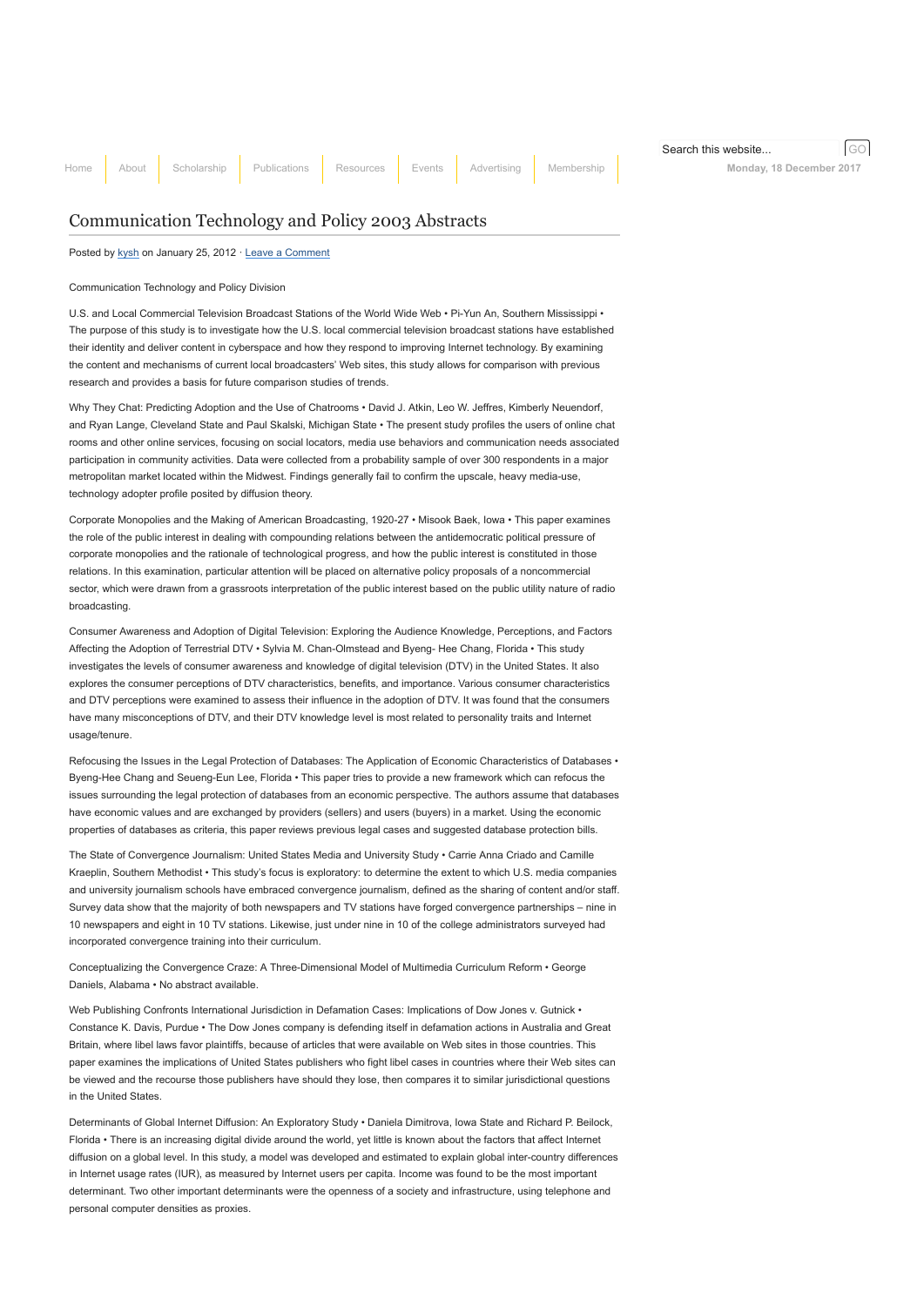Home | About | Scholarship | Publications | Resources | Events | Advertising | Membership

Search this website... GO

Monday, 18 December 2017

# Communication Technology and Policy 2003 Abstracts

Posted by kysh on January 25, 2012 · Leave a Comment

Communication Technology and Policy Division

U.S. and Local Commercial Television Broadcast Stations of the World Wide Web • Pi-Yun An, Southern Mississippi • The purpose of this study is to investigate how the U.S. local commercial television broadcast stations have established their identity and deliver content in cyberspace and how they respond to improving Internet technology. By examining the content and mechanisms of current local broadcasters' Web sites, this study allows for comparison with previous research and provides a basis for future comparison studies of trends.

Why They Chat: Predicting Adoption and the Use of Chatrooms • David J. Atkin, Leo W. Jeffres, Kimberly Neuendorf, and Ryan Lange, Cleveland State and Paul Skalski, Michigan State • The present study profiles the users of online chat rooms and other online services, focusing on social locators, media use behaviors and communication needs associated participation in community activities. Data were collected from a probability sample of over 300 respondents in a major metropolitan market located within the Midwest. Findings generally fail to confirm the upscale, heavy media-use, technology adopter profile posited by diffusion theory.

Corporate Monopolies and the Making of American Broadcasting, 1920-27 • Misook Baek, Iowa • This paper examines the role of the public interest in dealing with compounding relations between the antidemocratic political pressure of corporate monopolies and the rationale of technological progress, and how the public interest is constituted in those relations. In this examination, particular attention will be placed on alternative policy proposals of a noncommercial sector, which were drawn from a grassroots interpretation of the public interest based on the public utility nature of radio broadcasting.

Consumer Awareness and Adoption of Digital Television: Exploring the Audience Knowledge, Perceptions, and Factors Affecting the Adoption of Terrestrial DTV • Sylvia M. Chan-Olmstead and Byeng- Hee Chang, Florida • This study investigates the levels of consumer awareness and knowledge of digital television (DTV) in the United States. It also explores the consumer perceptions of DTV characteristics, benefits, and importance. Various consumer characteristics and DTV perceptions were examined to assess their influence in the adoption of DTV. It was found that the consumers have many misconceptions of DTV, and their DTV knowledge level is most related to personality traits and Internet usage/tenure.

Refocusing the Issues in the Legal Protection of Databases: The Application of Economic Characteristics of Databases • Byeng-Hee Chang and Seueng-Eun Lee, Florida • This paper tries to provide a new framework which can refocus the issues surrounding the legal protection of databases from an economic perspective. The authors assume that databases have economic values and are exchanged by providers (sellers) and users (buyers) in a market. Using the economic properties of databases as criteria, this paper reviews previous legal cases and suggested database protection bills.

The State of Convergence Journalism: United States Media and University Study • Carrie Anna Criado and Camille Kraeplin, Southern Methodist • This study's focus is exploratory: to determine the extent to which U.S. media companies and university journalism schools have embraced convergence journalism, defined as the sharing of content and/or staff. Survey data show that the majority of both newspapers and TV stations have forged convergence partnerships – nine in 10 newspapers and eight in 10 TV stations. Likewise, just under nine in 10 of the college administrators surveyed had incorporated convergence training into their curriculum.

Conceptualizing the Convergence Craze: A Three-Dimensional Model of Multimedia Curriculum Reform • George Daniels, Alabama • No abstract available.

Web Publishing Confronts International Jurisdiction in Defamation Cases: Implications of Dow Jones v. Gutnick • Constance K. Davis, Purdue • The Dow Jones company is defending itself in defamation actions in Australia and Great Britain, where libel laws favor plaintiffs, because of articles that were available on Web sites in those countries. This paper examines the implications of United States publishers who fight libel cases in countries where their Web sites can be viewed and the recourse those publishers have should they lose, then compares it to similar jurisdictional questions in the United States.

Determinants of Global Internet Diffusion: An Exploratory Study • Daniela Dimitrova, Iowa State and Richard P. Beilock, Florida • There is an increasing digital divide around the world, yet little is known about the factors that affect Internet diffusion on a global level. In this study, a model was developed and estimated to explain global inter-country differences in Internet usage rates (IUR), as measured by Internet users per capita. Income was found to be the most important determinant. Two other important determinants were the openness of a society and infrastructure, using telephone and personal computer densities as proxies.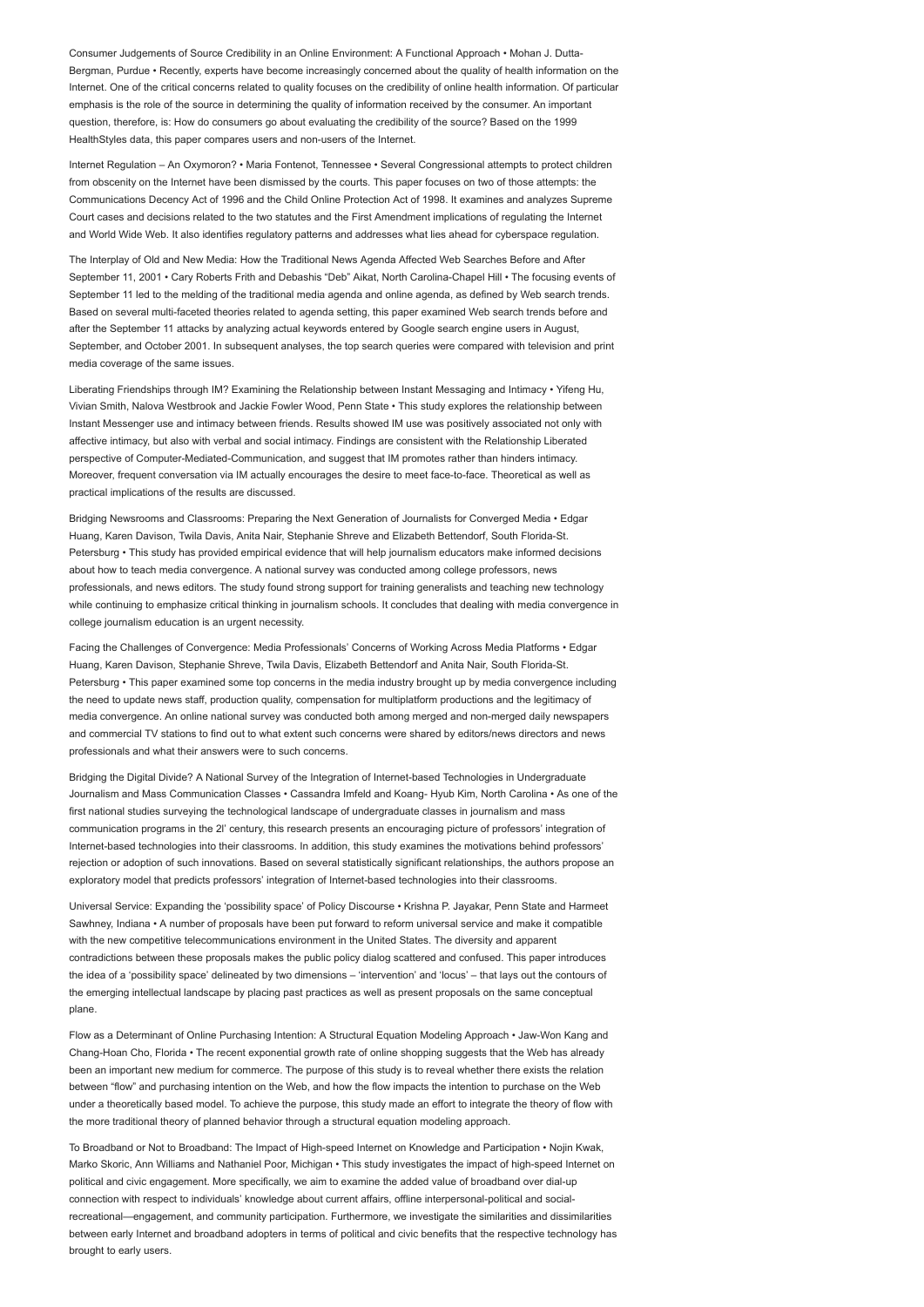Consumer Judgements of Source Credibility in an Online Environment: A Functional Approach • Mohan J. Dutta-Bergman, Purdue • Recently, experts have become increasingly concerned about the quality of health information on the Internet. One of the critical concerns related to quality focuses on the credibility of online health information. Of particular emphasis is the role of the source in determining the quality of information received by the consumer. An important question, therefore, is: How do consumers go about evaluating the credibility of the source? Based on the 1999 HealthStyles data, this paper compares users and non-users of the Internet.

Internet Regulation – An Oxymoron? • Maria Fontenot, Tennessee • Several Congressional attempts to protect children from obscenity on the Internet have been dismissed by the courts. This paper focuses on two of those attempts: the Communications Decency Act of 1996 and the Child Online Protection Act of 1998. It examines and analyzes Supreme Court cases and decisions related to the two statutes and the First Amendment implications of regulating the Internet and World Wide Web. It also identifies regulatory patterns and addresses what lies ahead for cyberspace regulation.

The Interplay of Old and New Media: How the Traditional News Agenda Affected Web Searches Before and After September 11, 2001 • Cary Roberts Frith and Debashis "Deb" Aikat, North Carolina-Chapel Hill • The focusing events of September 11 led to the melding of the traditional media agenda and online agenda, as defined by Web search trends. Based on several multi-faceted theories related to agenda setting, this paper examined Web search trends before and after the September 11 attacks by analyzing actual keywords entered by Google search engine users in August, September, and October 2001. In subsequent analyses, the top search queries were compared with television and print media coverage of the same issues.

Liberating Friendships through IM? Examining the Relationship between Instant Messaging and Intimacy • Yifeng Hu, Vivian Smith, Nalova Westbrook and Jackie Fowler Wood, Penn State • This study explores the relationship between Instant Messenger use and intimacy between friends. Results showed IM use was positively associated not only with affective intimacy, but also with verbal and social intimacy. Findings are consistent with the Relationship Liberated perspective of Computer-Mediated-Communication, and suggest that IM promotes rather than hinders intimacy. Moreover, frequent conversation via IM actually encourages the desire to meet face-to-face. Theoretical as well as practical implications of the results are discussed.

Bridging Newsrooms and Classrooms: Preparing the Next Generation of Journalists for Converged Media • Edgar Huang, Karen Davison, Twila Davis, Anita Nair, Stephanie Shreve and Elizabeth Bettendorf, South Florida-St. Petersburg • This study has provided empirical evidence that will help journalism educators make informed decisions about how to teach media convergence. A national survey was conducted among college professors, news professionals, and news editors. The study found strong support for training generalists and teaching new technology while continuing to emphasize critical thinking in journalism schools. It concludes that dealing with media convergence in college journalism education is an urgent necessity.

Facing the Challenges of Convergence: Media Professionals' Concerns of Working Across Media Platforms • Edgar Huang, Karen Davison, Stephanie Shreve, Twila Davis, Elizabeth Bettendorf and Anita Nair, South Florida-St. Petersburg • This paper examined some top concerns in the media industry brought up by media convergence including the need to update news staff, production quality, compensation for multiplatform productions and the legitimacy of media convergence. An online national survey was conducted both among merged and non-merged daily newspapers and commercial TV stations to find out to what extent such concerns were shared by editors/news directors and news professionals and what their answers were to such concerns.

Bridging the Digital Divide? A National Survey of the Integration of Internet-based Technologies in Undergraduate Journalism and Mass Communication Classes • Cassandra Imfeld and Koang- Hyub Kim, North Carolina • As one of the first national studies surveying the technological landscape of undergraduate classes in journalism and mass communication programs in the 2l' century, this research presents an encouraging picture of professors' integration of Internet-based technologies into their classrooms. In addition, this study examines the motivations behind professors' rejection or adoption of such innovations. Based on several statistically significant relationships, the authors propose an exploratory model that predicts professors' integration of Internet-based technologies into their classrooms.

Universal Service: Expanding the 'possibility space' of Policy Discourse • Krishna P. Jayakar, Penn State and Harmeet Sawhney, Indiana • A number of proposals have been put forward to reform universal service and make it compatible with the new competitive telecommunications environment in the United States. The diversity and apparent contradictions between these proposals makes the public policy dialog scattered and confused. This paper introduces the idea of a 'possibility space' delineated by two dimensions – 'intervention' and 'locus' – that lays out the contours of the emerging intellectual landscape by placing past practices as well as present proposals on the same conceptual plane.

Flow as a Determinant of Online Purchasing Intention: A Structural Equation Modeling Approach • Jaw-Won Kang and Chang-Hoan Cho, Florida • The recent exponential growth rate of online shopping suggests that the Web has already been an important new medium for commerce. The purpose of this study is to reveal whether there exists the relation between "flow" and purchasing intention on the Web, and how the flow impacts the intention to purchase on the Web under a theoretically based model. To achieve the purpose, this study made an effort to integrate the theory of flow with the more traditional theory of planned behavior through a structural equation modeling approach.

To Broadband or Not to Broadband: The Impact of High-speed Internet on Knowledge and Participation • Nojin Kwak, Marko Skoric, Ann Williams and Nathaniel Poor, Michigan • This study investigates the impact of high-speed Internet on political and civic engagement. More specifically, we aim to examine the added value of broadband over dial-up connection with respect to individuals' knowledge about current affairs, offline interpersonal-political and social-recreational—engagement, and community participation. Furthermore, we investigate the similarities and dissimilarities between early Internet and broadband adopters in terms of political and civic benefits that the respective technology has brought to early users.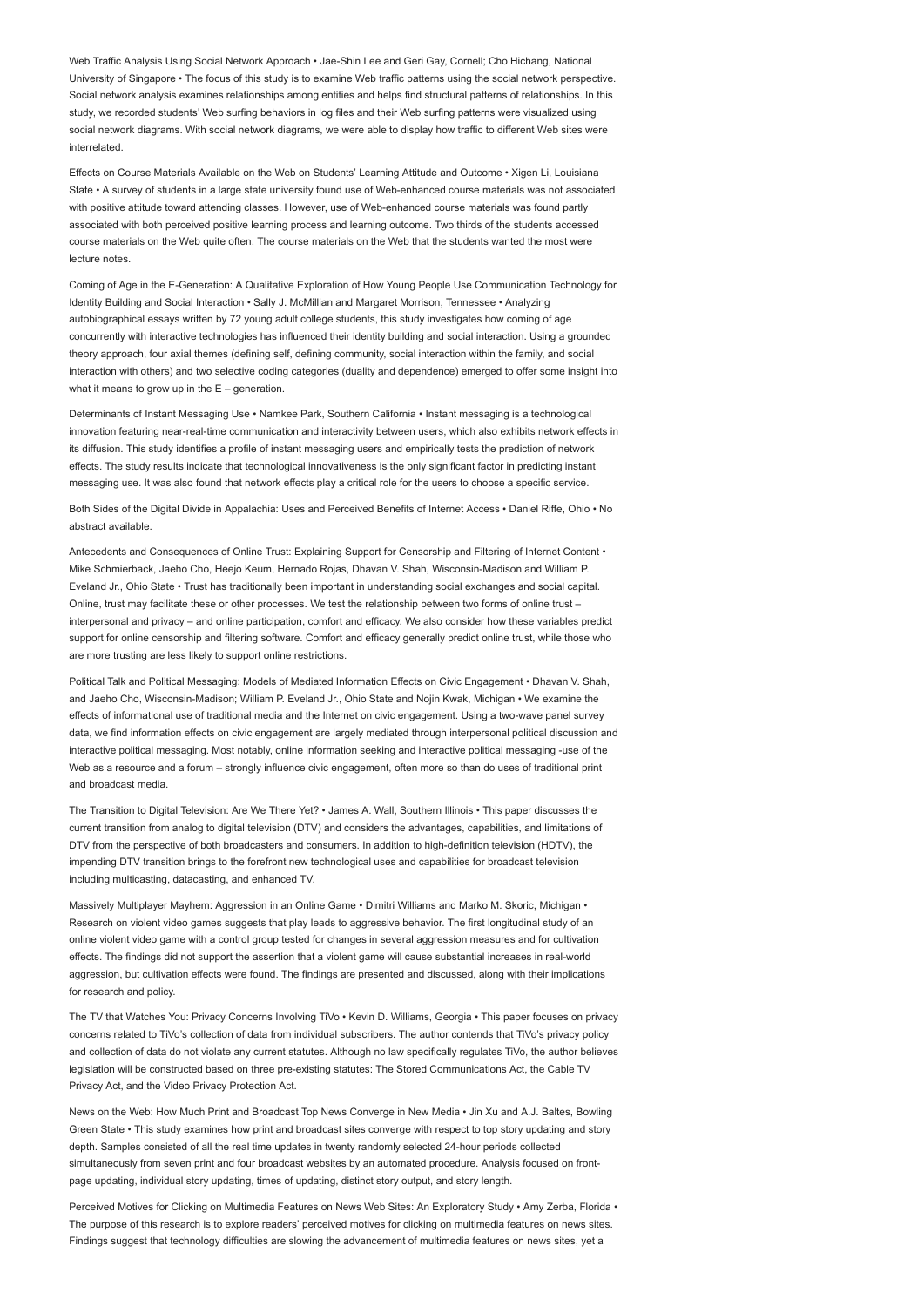Web Traffic Analysis Using Social Network Approach • Jae-Shin Lee and Geri Gay, Cornell; Cho Hichang, National University of Singapore • The focus of this study is to examine Web traffic patterns using the social network perspective. Social network analysis examines relationships among entities and helps find structural patterns of relationships. In this study, we recorded students' Web surfing behaviors in log files and their Web surfing patterns were visualized using social network diagrams. With social network diagrams, we were able to display how traffic to different Web sites were interrelated.

Effects on Course Materials Available on the Web on Students' Learning Attitude and Outcome • Xigen Li, Louisiana State • A survey of students in a large state university found use of Web-enhanced course materials was not associated with positive attitude toward attending classes. However, use of Web-enhanced course materials was found partly associated with both perceived positive learning process and learning outcome. Two thirds of the students accessed course materials on the Web quite often. The course materials on the Web that the students wanted the most were lecture notes.

Coming of Age in the E-Generation: A Qualitative Exploration of How Young People Use Communication Technology for Identity Building and Social Interaction • Sally J. McMillian and Margaret Morrison, Tennessee • Analyzing autobiographical essays written by 72 young adult college students, this study investigates how coming of age concurrently with interactive technologies has influenced their identity building and social interaction. Using a grounded theory approach, four axial themes (defining self, defining community, social interaction within the family, and social interaction with others) and two selective coding categories (duality and dependence) emerged to offer some insight into what it means to grow up in the E – generation.

Determinants of Instant Messaging Use • Namkee Park, Southern California • Instant messaging is a technological innovation featuring near-real-time communication and interactivity between users, which also exhibits network effects in its diffusion. This study identifies a profile of instant messaging users and empirically tests the prediction of network effects. The study results indicate that technological innovativeness is the only significant factor in predicting instant messaging use. It was also found that network effects play a critical role for the users to choose a specific service.

Both Sides of the Digital Divide in Appalachia: Uses and Perceived Benefits of Internet Access • Daniel Riffe, Ohio • No abstract available.

Antecedents and Consequences of Online Trust: Explaining Support for Censorship and Filtering of Internet Content • Mike Schmierback, Jaeho Cho, Heejo Keum, Hernado Rojas, Dhavan V. Shah, Wisconsin-Madison and William P. Eveland Jr., Ohio State • Trust has traditionally been important in understanding social exchanges and social capital. Online, trust may facilitate these or other processes. We test the relationship between two forms of online trust – interpersonal and privacy – and online participation, comfort and efficacy. We also consider how these variables predict support for online censorship and filtering software. Comfort and efficacy generally predict online trust, while those who are more trusting are less likely to support online restrictions.

Political Talk and Political Messaging: Models of Mediated Information Effects on Civic Engagement • Dhavan V. Shah, and Jaeho Cho, Wisconsin-Madison; William P. Eveland Jr., Ohio State and Nojin Kwak, Michigan • We examine the effects of informational use of traditional media and the Internet on civic engagement. Using a two-wave panel survey data, we find information effects on civic engagement are largely mediated through interpersonal political discussion and interactive political messaging. Most notably, online information seeking and interactive political messaging -use of the Web as a resource and a forum – strongly influence civic engagement, often more so than do uses of traditional print and broadcast media.

The Transition to Digital Television: Are We There Yet? • James A. Wall, Southern Illinois • This paper discusses the current transition from analog to digital television (DTV) and considers the advantages, capabilities, and limitations of DTV from the perspective of both broadcasters and consumers. In addition to high-definition television (HDTV), the impending DTV transition brings to the forefront new technological uses and capabilities for broadcast television including multicasting, datacasting, and enhanced TV.

Massively Multiplayer Mayhem: Aggression in an Online Game • Dimitri Williams and Marko M. Skoric, Michigan • Research on violent video games suggests that play leads to aggressive behavior. The first longitudinal study of an online violent video game with a control group tested for changes in several aggression measures and for cultivation effects. The findings did not support the assertion that a violent game will cause substantial increases in real-world aggression, but cultivation effects were found. The findings are presented and discussed, along with their implications for research and policy.

The TV that Watches You: Privacy Concerns Involving TiVo • Kevin D. Williams, Georgia • This paper focuses on privacy concerns related to TiVo's collection of data from individual subscribers. The author contends that TiVo's privacy policy and collection of data do not violate any current statutes. Although no law specifically regulates TiVo, the author believes legislation will be constructed based on three pre-existing statutes: The Stored Communications Act, the Cable TV Privacy Act, and the Video Privacy Protection Act.

News on the Web: How Much Print and Broadcast Top News Converge in New Media • Jin Xu and A.J. Baltes, Bowling Green State • This study examines how print and broadcast sites converge with respect to top story updating and story depth. Samples consisted of all the real time updates in twenty randomly selected 24-hour periods collected simultaneously from seven print and four broadcast websites by an automated procedure. Analysis focused on front-page updating, individual story updating, times of updating, distinct story output, and story length.

Perceived Motives for Clicking on Multimedia Features on News Web Sites: An Exploratory Study • Amy Zerba, Florida • The purpose of this research is to explore readers' perceived motives for clicking on multimedia features on news sites. Findings suggest that technology difficulties are slowing the advancement of multimedia features on news sites, yet a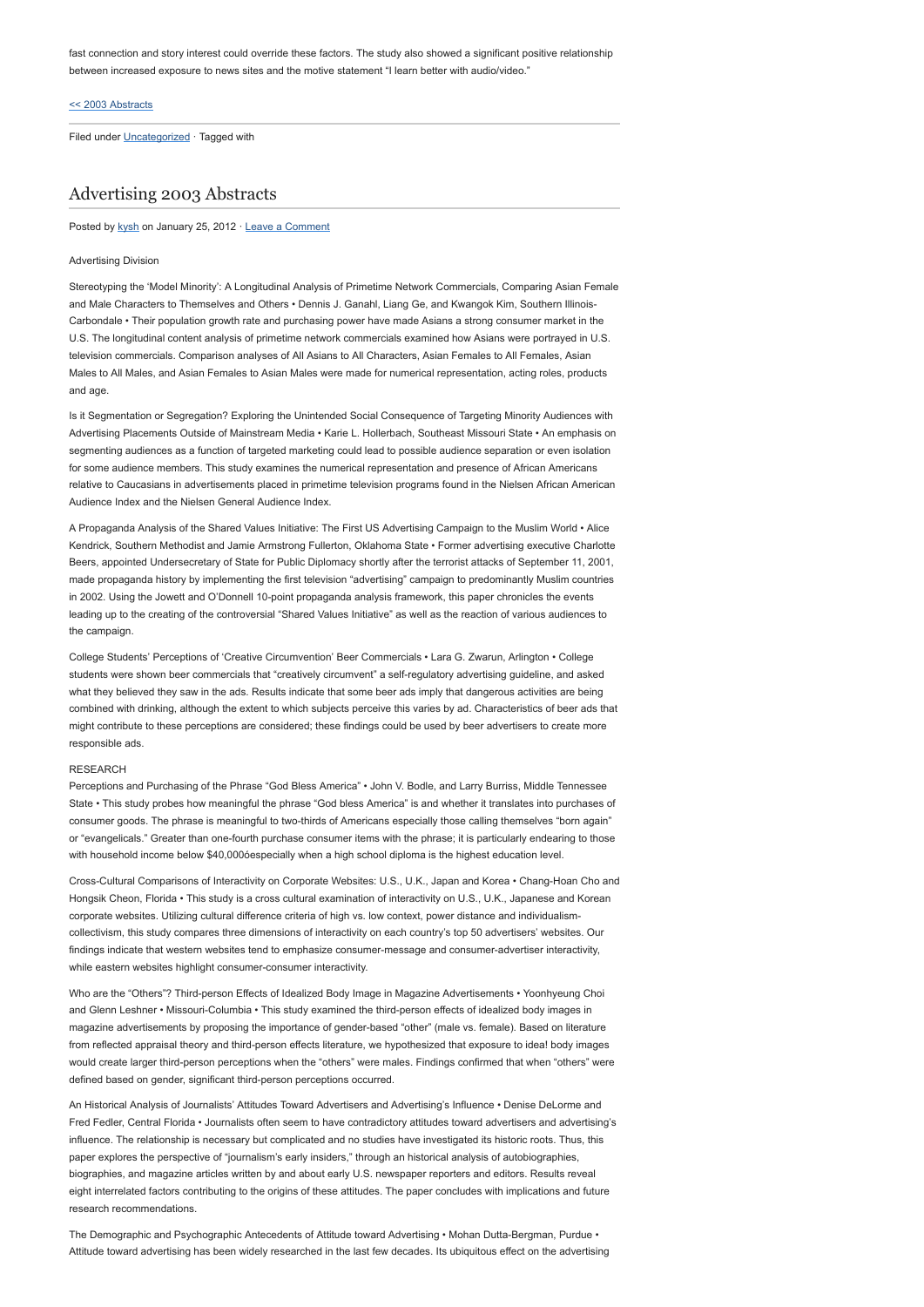fast connection and story interest could override these factors. The study also showed a significant positive relationship between increased exposure to news sites and the motive statement "I learn better with audio/video."

<< 2003 Abstracts

Filed under Uncategorized · Tagged with

## Advertising 2003 Abstracts

Posted by kysh on January 25, 2012 · Leave a Comment

Advertising Division

Stereotyping the 'Model Minority': A Longitudinal Analysis of Primetime Network Commercials, Comparing Asian Female and Male Characters to Themselves and Others • Dennis J. Ganahl, Liang Ge, and Kwangok Kim, Southern Illinois-Carbondale • Their population growth rate and purchasing power have made Asians a strong consumer market in the U.S. The longitudinal content analysis of primetime network commercials examined how Asians were portrayed in U.S. television commercials. Comparison analyses of All Asians to All Characters, Asian Females to All Females, Asian Males to All Males, and Asian Females to Asian Males were made for numerical representation, acting roles, products and age.

Is it Segmentation or Segregation? Exploring the Unintended Social Consequence of Targeting Minority Audiences with Advertising Placements Outside of Mainstream Media • Karie L. Hollerbach, Southeast Missouri State • An emphasis on segmenting audiences as a function of targeted marketing could lead to possible audience separation or even isolation for some audience members. This study examines the numerical representation and presence of African Americans relative to Caucasians in advertisements placed in primetime television programs found in the Nielsen African American Audience Index and the Nielsen General Audience Index.

A Propaganda Analysis of the Shared Values Initiative: The First US Advertising Campaign to the Muslim World • Alice Kendrick, Southern Methodist and Jamie Armstrong Fullerton, Oklahoma State • Former advertising executive Charlotte Beers, appointed Undersecretary of State for Public Diplomacy shortly after the terrorist attacks of September 11, 2001, made propaganda history by implementing the first television "advertising" campaign to predominantly Muslim countries in 2002. Using the Jowett and O'Donnell 10-point propaganda analysis framework, this paper chronicles the events leading up to the creating of the controversial "Shared Values Initiative" as well as the reaction of various audiences to the campaign.

College Students' Perceptions of 'Creative Circumvention' Beer Commercials • Lara G. Zwarun, Arlington • College students were shown beer commercials that "creatively circumvent" a self-regulatory advertising guideline, and asked what they believed they saw in the ads. Results indicate that some beer ads imply that dangerous activities are being combined with drinking, although the extent to which subjects perceive this varies by ad. Characteristics of beer ads that might contribute to these perceptions are considered; these findings could be used by beer advertisers to create more responsible ads.

RESEARCH

Perceptions and Purchasing of the Phrase "God Bless America" • John V. Bodle, and Larry Burriss, Middle Tennessee State • This study probes how meaningful the phrase "God bless America" is and whether it translates into purchases of consumer goods. The phrase is meaningful to two-thirds of Americans especially those calling themselves "born again" or "evangelicals." Greater than one-fourth purchase consumer items with the phrase; it is particularly endearing to those with household income below $40,000óespecially when a high school diploma is the highest education level.

Cross-Cultural Comparisons of Interactivity on Corporate Websites: U.S., U.K., Japan and Korea • Chang-Hoan Cho and Hongsik Cheon, Florida • This study is a cross cultural examination of interactivity on U.S., U.K., Japanese and Korean corporate websites. Utilizing cultural difference criteria of high vs. low context, power distance and individualism-collectivism, this study compares three dimensions of interactivity on each country's top 50 advertisers' websites. Our findings indicate that western websites tend to emphasize consumer-message and consumer-advertiser interactivity, while eastern websites highlight consumer-consumer interactivity.

Who are the "Others"? Third-person Effects of Idealized Body Image in Magazine Advertisements • Yoonhyeung Choi and Glenn Leshner • Missouri-Columbia • This study examined the third-person effects of idealized body images in magazine advertisements by proposing the importance of gender-based "other" (male vs. female). Based on literature from reflected appraisal theory and third-person effects literature, we hypothesized that exposure to idea! body images would create larger third-person perceptions when the "others" were males. Findings confirmed that when "others" were defined based on gender, significant third-person perceptions occurred.

An Historical Analysis of Journalists' Attitudes Toward Advertisers and Advertising's Influence • Denise DeLorme and Fred Fedler, Central Florida • Journalists often seem to have contradictory attitudes toward advertisers and advertising's influence. The relationship is necessary but complicated and no studies have investigated its historic roots. Thus, this paper explores the perspective of "journalism's early insiders," through an historical analysis of autobiographies, biographies, and magazine articles written by and about early U.S. newspaper reporters and editors. Results reveal eight interrelated factors contributing to the origins of these attitudes. The paper concludes with implications and future research recommendations.

The Demographic and Psychographic Antecedents of Attitude toward Advertising • Mohan Dutta-Bergman, Purdue • Attitude toward advertising has been widely researched in the last few decades. Its ubiquitous effect on the advertising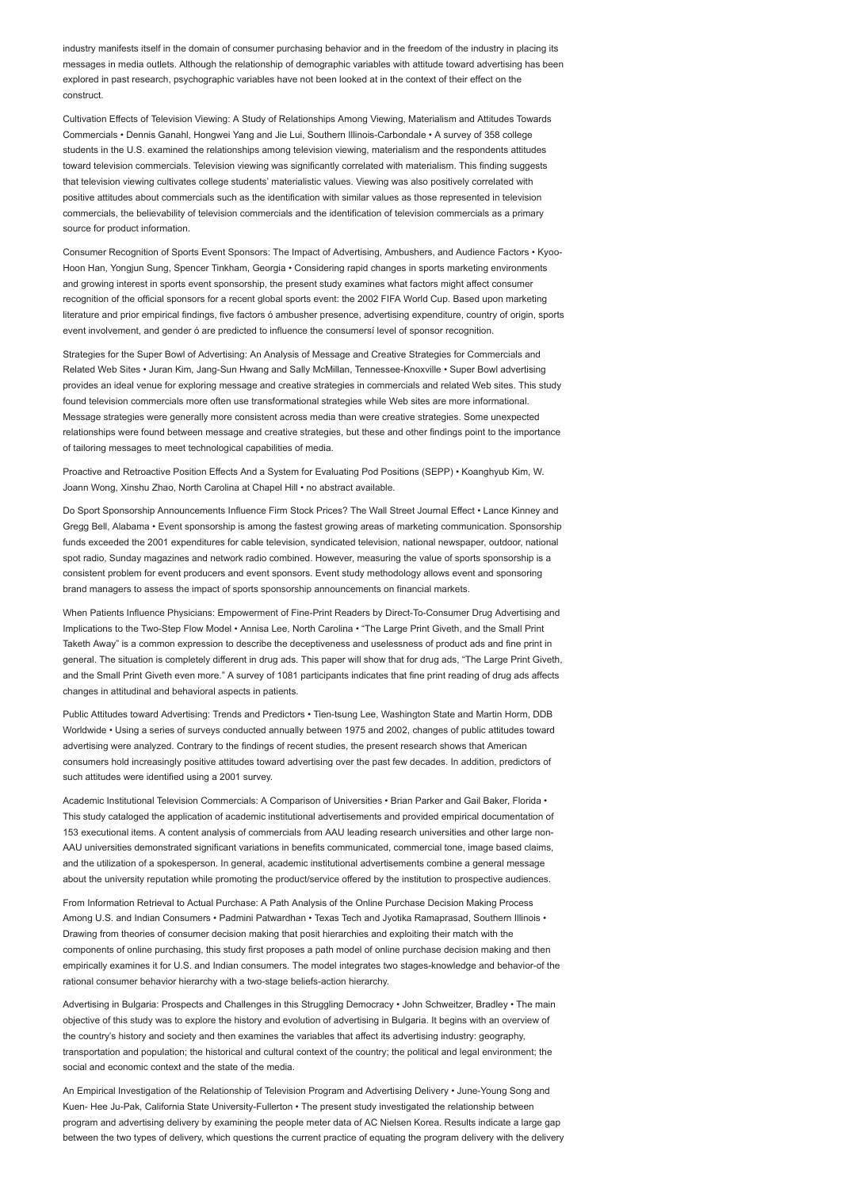industry manifests itself in the domain of consumer purchasing behavior and in the freedom of the industry in placing its messages in media outlets. Although the relationship of demographic variables with attitude toward advertising has been explored in past research, psychographic variables have not been looked at in the context of their effect on the construct.

Cultivation Effects of Television Viewing: A Study of Relationships Among Viewing, Materialism and Attitudes Towards Commercials • Dennis Ganahl, Hongwei Yang and Jie Lui, Southern Illinois-Carbondale • A survey of 358 college students in the U.S. examined the relationships among television viewing, materialism and the respondents attitudes toward television commercials. Television viewing was significantly correlated with materialism. This finding suggests that television viewing cultivates college students' materialistic values. Viewing was also positively correlated with positive attitudes about commercials such as the identification with similar values as those represented in television commercials, the believability of television commercials and the identification of television commercials as a primary source for product information.

Consumer Recognition of Sports Event Sponsors: The Impact of Advertising, Ambushers, and Audience Factors • Kyoo-Hoon Han, Yongjun Sung, Spencer Tinkham, Georgia • Considering rapid changes in sports marketing environments and growing interest in sports event sponsorship, the present study examines what factors might affect consumer recognition of the official sponsors for a recent global sports event: the 2002 FIFA World Cup. Based upon marketing literature and prior empirical findings, five factors ó ambusher presence, advertising expenditure, country of origin, sports event involvement, and gender ó are predicted to influence the consumersí level of sponsor recognition.

Strategies for the Super Bowl of Advertising: An Analysis of Message and Creative Strategies for Commercials and Related Web Sites • Juran Kim, Jang-Sun Hwang and Sally McMillan, Tennessee-Knoxville • Super Bowl advertising provides an ideal venue for exploring message and creative strategies in commercials and related Web sites. This study found television commercials more often use transformational strategies while Web sites are more informational. Message strategies were generally more consistent across media than were creative strategies. Some unexpected relationships were found between message and creative strategies, but these and other findings point to the importance of tailoring messages to meet technological capabilities of media.

Proactive and Retroactive Position Effects And a System for Evaluating Pod Positions (SEPP) • Koanghyub Kim, W. Joann Wong, Xinshu Zhao, North Carolina at Chapel Hill • no abstract available.

Do Sport Sponsorship Announcements Influence Firm Stock Prices? The Wall Street Journal Effect • Lance Kinney and Gregg Bell, Alabama • Event sponsorship is among the fastest growing areas of marketing communication. Sponsorship funds exceeded the 2001 expenditures for cable television, syndicated television, national newspaper, outdoor, national spot radio, Sunday magazines and network radio combined. However, measuring the value of sports sponsorship is a consistent problem for event producers and event sponsors. Event study methodology allows event and sponsoring brand managers to assess the impact of sports sponsorship announcements on financial markets.

When Patients Influence Physicians: Empowerment of Fine-Print Readers by Direct-To-Consumer Drug Advertising and Implications to the Two-Step Flow Model • Annisa Lee, North Carolina • "The Large Print Giveth, and the Small Print Taketh Away" is a common expression to describe the deceptiveness and uselessness of product ads and fine print in general. The situation is completely different in drug ads. This paper will show that for drug ads, "The Large Print Giveth, and the Small Print Giveth even more." A survey of 1081 participants indicates that fine print reading of drug ads affects changes in attitudinal and behavioral aspects in patients.

Public Attitudes toward Advertising: Trends and Predictors • Tien-tsung Lee, Washington State and Martin Horm, DDB Worldwide • Using a series of surveys conducted annually between 1975 and 2002, changes of public attitudes toward advertising were analyzed. Contrary to the findings of recent studies, the present research shows that American consumers hold increasingly positive attitudes toward advertising over the past few decades. In addition, predictors of such attitudes were identified using a 2001 survey.

Academic Institutional Television Commercials: A Comparison of Universities • Brian Parker and Gail Baker, Florida • This study cataloged the application of academic institutional advertisements and provided empirical documentation of 153 executional items. A content analysis of commercials from AAU leading research universities and other large non-AAU universities demonstrated significant variations in benefits communicated, commercial tone, image based claims, and the utilization of a spokesperson. In general, academic institutional advertisements combine a general message about the university reputation while promoting the product/service offered by the institution to prospective audiences.

From Information Retrieval to Actual Purchase: A Path Analysis of the Online Purchase Decision Making Process Among U.S. and Indian Consumers • Padmini Patwardhan • Texas Tech and Jyotika Ramaprasad, Southern Illinois • Drawing from theories of consumer decision making that posit hierarchies and exploiting their match with the components of online purchasing, this study first proposes a path model of online purchase decision making and then empirically examines it for U.S. and Indian consumers. The model integrates two stages-knowledge and behavior-of the rational consumer behavior hierarchy with a two-stage beliefs-action hierarchy.

Advertising in Bulgaria: Prospects and Challenges in this Struggling Democracy • John Schweitzer, Bradley • The main objective of this study was to explore the history and evolution of advertising in Bulgaria. It begins with an overview of the country's history and society and then examines the variables that affect its advertising industry: geography, transportation and population; the historical and cultural context of the country; the political and legal environment; the social and economic context and the state of the media.

An Empirical Investigation of the Relationship of Television Program and Advertising Delivery • June-Young Song and Kuen- Hee Ju-Pak, California State University-Fullerton • The present study investigated the relationship between program and advertising delivery by examining the people meter data of AC Nielsen Korea. Results indicate a large gap between the two types of delivery, which questions the current practice of equating the program delivery with the delivery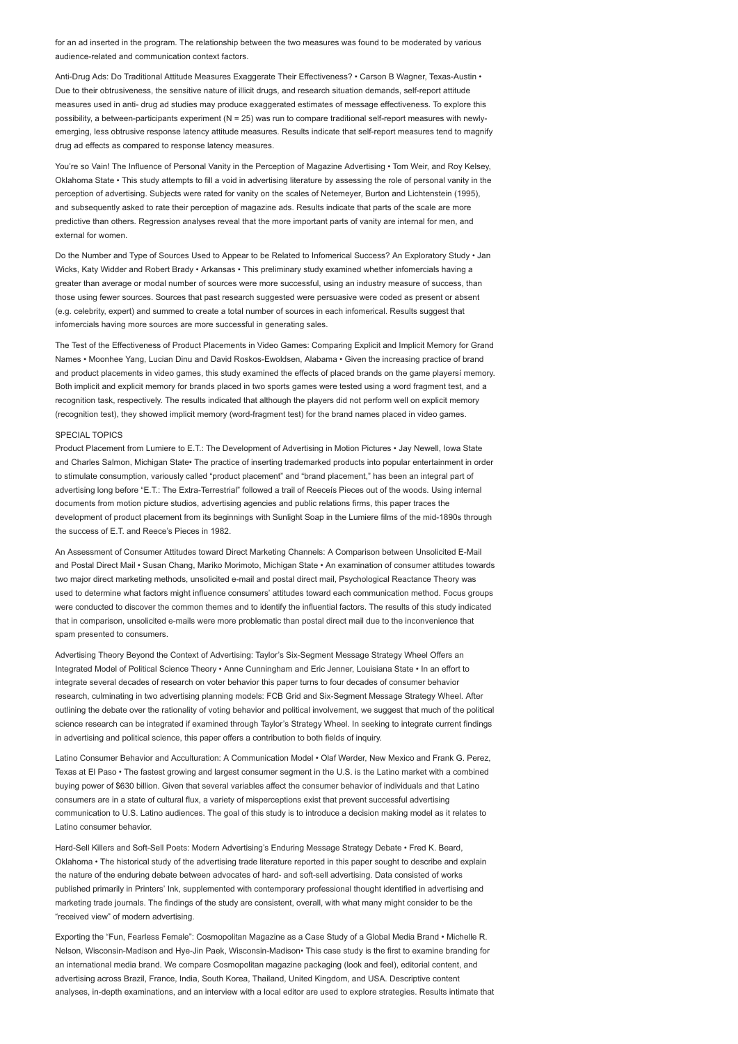for an ad inserted in the program. The relationship between the two measures was found to be moderated by various audience-related and communication context factors.

Anti-Drug Ads: Do Traditional Attitude Measures Exaggerate Their Effectiveness? • Carson B Wagner, Texas-Austin • Due to their obtrusiveness, the sensitive nature of illicit drugs, and research situation demands, self-report attitude measures used in anti- drug ad studies may produce exaggerated estimates of message effectiveness. To explore this possibility, a between-participants experiment (N = 25) was run to compare traditional self-report measures with newly-emerging, less obtrusive response latency attitude measures. Results indicate that self-report measures tend to magnify drug ad effects as compared to response latency measures.

You're so Vain! The Influence of Personal Vanity in the Perception of Magazine Advertising • Tom Weir, and Roy Kelsey, Oklahoma State • This study attempts to fill a void in advertising literature by assessing the role of personal vanity in the perception of advertising. Subjects were rated for vanity on the scales of Netemeyer, Burton and Lichtenstein (1995), and subsequently asked to rate their perception of magazine ads. Results indicate that parts of the scale are more predictive than others. Regression analyses reveal that the more important parts of vanity are internal for men, and external for women.

Do the Number and Type of Sources Used to Appear to be Related to Infomerical Success? An Exploratory Study • Jan Wicks, Katy Widder and Robert Brady • Arkansas • This preliminary study examined whether infomercials having a greater than average or modal number of sources were more successful, using an industry measure of success, than those using fewer sources. Sources that past research suggested were persuasive were coded as present or absent (e.g. celebrity, expert) and summed to create a total number of sources in each infomerical. Results suggest that infomercials having more sources are more successful in generating sales.

The Test of the Effectiveness of Product Placements in Video Games: Comparing Explicit and Implicit Memory for Grand Names • Moonhee Yang, Lucian Dinu and David Roskos-Ewoldsen, Alabama • Given the increasing practice of brand and product placements in video games, this study examined the effects of placed brands on the game playersí memory. Both implicit and explicit memory for brands placed in two sports games were tested using a word fragment test, and a recognition task, respectively. The results indicated that although the players did not perform well on explicit memory (recognition test), they showed implicit memory (word-fragment test) for the brand names placed in video games.

SPECIAL TOPICS

Product Placement from Lumiere to E.T.: The Development of Advertising in Motion Pictures • Jay Newell, Iowa State and Charles Salmon, Michigan State• The practice of inserting trademarked products into popular entertainment in order to stimulate consumption, variously called "product placement" and "brand placement," has been an integral part of advertising long before "E.T.: The Extra-Terrestrial" followed a trail of Reeceís Pieces out of the woods. Using internal documents from motion picture studios, advertising agencies and public relations firms, this paper traces the development of product placement from its beginnings with Sunlight Soap in the Lumiere films of the mid-1890s through the success of E.T. and Reece's Pieces in 1982.

An Assessment of Consumer Attitudes toward Direct Marketing Channels: A Comparison between Unsolicited E-Mail and Postal Direct Mail • Susan Chang, Mariko Morimoto, Michigan State • An examination of consumer attitudes towards two major direct marketing methods, unsolicited e-mail and postal direct mail, Psychological Reactance Theory was used to determine what factors might influence consumers' attitudes toward each communication method. Focus groups were conducted to discover the common themes and to identify the influential factors. The results of this study indicated that in comparison, unsolicited e-mails were more problematic than postal direct mail due to the inconvenience that spam presented to consumers.

Advertising Theory Beyond the Context of Advertising: Taylor's Six-Segment Message Strategy Wheel Offers an Integrated Model of Political Science Theory • Anne Cunningham and Eric Jenner, Louisiana State • In an effort to integrate several decades of research on voter behavior this paper turns to four decades of consumer behavior research, culminating in two advertising planning models: FCB Grid and Six-Segment Message Strategy Wheel. After outlining the debate over the rationality of voting behavior and political involvement, we suggest that much of the political science research can be integrated if examined through Taylor's Strategy Wheel. In seeking to integrate current findings in advertising and political science, this paper offers a contribution to both fields of inquiry.

Latino Consumer Behavior and Acculturation: A Communication Model • Olaf Werder, New Mexico and Frank G. Perez, Texas at El Paso • The fastest growing and largest consumer segment in the U.S. is the Latino market with a combined buying power of $630 billion. Given that several variables affect the consumer behavior of individuals and that Latino consumers are in a state of cultural flux, a variety of misperceptions exist that prevent successful advertising communication to U.S. Latino audiences. The goal of this study is to introduce a decision making model as it relates to Latino consumer behavior.

Hard-Sell Killers and Soft-Sell Poets: Modern Advertising's Enduring Message Strategy Debate • Fred K. Beard, Oklahoma • The historical study of the advertising trade literature reported in this paper sought to describe and explain the nature of the enduring debate between advocates of hard- and soft-sell advertising. Data consisted of works published primarily in Printers' Ink, supplemented with contemporary professional thought identified in advertising and marketing trade journals. The findings of the study are consistent, overall, with what many might consider to be the "received view" of modern advertising.

Exporting the "Fun, Fearless Female": Cosmopolitan Magazine as a Case Study of a Global Media Brand • Michelle R. Nelson, Wisconsin-Madison and Hye-Jin Paek, Wisconsin-Madison• This case study is the first to examine branding for an international media brand. We compare Cosmopolitan magazine packaging (look and feel), editorial content, and advertising across Brazil, France, India, South Korea, Thailand, United Kingdom, and USA. Descriptive content analyses, in-depth examinations, and an interview with a local editor are used to explore strategies. Results intimate that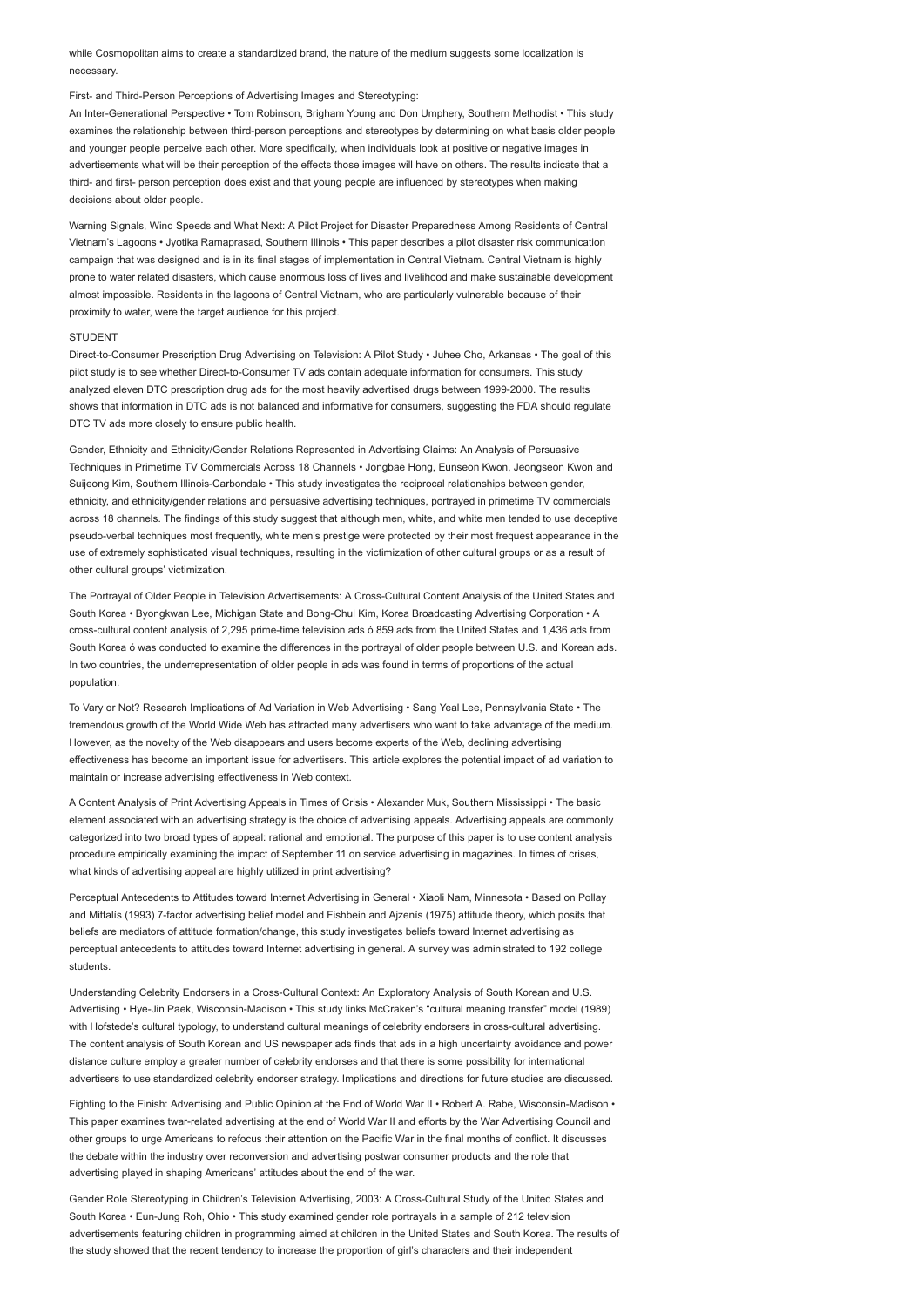while Cosmopolitan aims to create a standardized brand, the nature of the medium suggests some localization is necessary.

First- and Third-Person Perceptions of Advertising Images and Stereotyping:
An Inter-Generational Perspective • Tom Robinson, Brigham Young and Don Umphery, Southern Methodist • This study examines the relationship between third-person perceptions and stereotypes by determining on what basis older people and younger people perceive each other. More specifically, when individuals look at positive or negative images in advertisements what will be their perception of the effects those images will have on others. The results indicate that a third- and first- person perception does exist and that young people are influenced by stereotypes when making decisions about older people.

Warning Signals, Wind Speeds and What Next: A Pilot Project for Disaster Preparedness Among Residents of Central Vietnam's Lagoons • Jyotika Ramaprasad, Southern Illinois • This paper describes a pilot disaster risk communication campaign that was designed and is in its final stages of implementation in Central Vietnam. Central Vietnam is highly prone to water related disasters, which cause enormous loss of lives and livelihood and make sustainable development almost impossible. Residents in the lagoons of Central Vietnam, who are particularly vulnerable because of their proximity to water, were the target audience for this project.

STUDENT

Direct-to-Consumer Prescription Drug Advertising on Television: A Pilot Study • Juhee Cho, Arkansas • The goal of this pilot study is to see whether Direct-to-Consumer TV ads contain adequate information for consumers. This study analyzed eleven DTC prescription drug ads for the most heavily advertised drugs between 1999-2000. The results shows that information in DTC ads is not balanced and informative for consumers, suggesting the FDA should regulate DTC TV ads more closely to ensure public health.

Gender, Ethnicity and Ethnicity/Gender Relations Represented in Advertising Claims: An Analysis of Persuasive Techniques in Primetime TV Commercials Across 18 Channels • Jongbae Hong, Eunseon Kwon, Jeongseon Kwon and Suijeong Kim, Southern Illinois-Carbondale • This study investigates the reciprocal relationships between gender, ethnicity, and ethnicity/gender relations and persuasive advertising techniques, portrayed in primetime TV commercials across 18 channels. The findings of this study suggest that although men, white, and white men tended to use deceptive pseudo-verbal techniques most frequently, white men's prestige were protected by their most frequest appearance in the use of extremely sophisticated visual techniques, resulting in the victimization of other cultural groups or as a result of other cultural groups' victimization.

The Portrayal of Older People in Television Advertisements: A Cross-Cultural Content Analysis of the United States and South Korea • Byongkwan Lee, Michigan State and Bong-Chul Kim, Korea Broadcasting Advertising Corporation • A cross-cultural content analysis of 2,295 prime-time television ads ó 859 ads from the United States and 1,436 ads from South Korea ó was conducted to examine the differences in the portrayal of older people between U.S. and Korean ads. In two countries, the underrepresentation of older people in ads was found in terms of proportions of the actual population.

To Vary or Not? Research Implications of Ad Variation in Web Advertising • Sang Yeal Lee, Pennsylvania State • The tremendous growth of the World Wide Web has attracted many advertisers who want to take advantage of the medium. However, as the novelty of the Web disappears and users become experts of the Web, declining advertising effectiveness has become an important issue for advertisers. This article explores the potential impact of ad variation to maintain or increase advertising effectiveness in Web context.

A Content Analysis of Print Advertising Appeals in Times of Crisis • Alexander Muk, Southern Mississippi • The basic element associated with an advertising strategy is the choice of advertising appeals. Advertising appeals are commonly categorized into two broad types of appeal: rational and emotional. The purpose of this paper is to use content analysis procedure empirically examining the impact of September 11 on service advertising in magazines. In times of crises, what kinds of advertising appeal are highly utilized in print advertising?

Perceptual Antecedents to Attitudes toward Internet Advertising in General • Xiaoli Nam, Minnesota • Based on Pollay and Mittalís (1993) 7-factor advertising belief model and Fishbein and Ajzenís (1975) attitude theory, which posits that beliefs are mediators of attitude formation/change, this study investigates beliefs toward Internet advertising as perceptual antecedents to attitudes toward Internet advertising in general. A survey was administrated to 192 college students.

Understanding Celebrity Endorsers in a Cross-Cultural Context: An Exploratory Analysis of South Korean and U.S. Advertising • Hye-Jin Paek, Wisconsin-Madison • This study links McCraken's "cultural meaning transfer" model (1989) with Hofstede's cultural typology, to understand cultural meanings of celebrity endorsers in cross-cultural advertising. The content analysis of South Korean and US newspaper ads finds that ads in a high uncertainty avoidance and power distance culture employ a greater number of celebrity endorses and that there is some possibility for international advertisers to use standardized celebrity endorser strategy. Implications and directions for future studies are discussed.

Fighting to the Finish: Advertising and Public Opinion at the End of World War II • Robert A. Rabe, Wisconsin-Madison • This paper examines twar-related advertising at the end of World War II and efforts by the War Advertising Council and other groups to urge Americans to refocus their attention on the Pacific War in the final months of conflict. It discusses the debate within the industry over reconversion and advertising postwar consumer products and the role that advertising played in shaping Americans' attitudes about the end of the war.

Gender Role Stereotyping in Children's Television Advertising, 2003: A Cross-Cultural Study of the United States and South Korea • Eun-Jung Roh, Ohio • This study examined gender role portrayals in a sample of 212 television advertisements featuring children in programming aimed at children in the United States and South Korea. The results of the study showed that the recent tendency to increase the proportion of girl's characters and their independent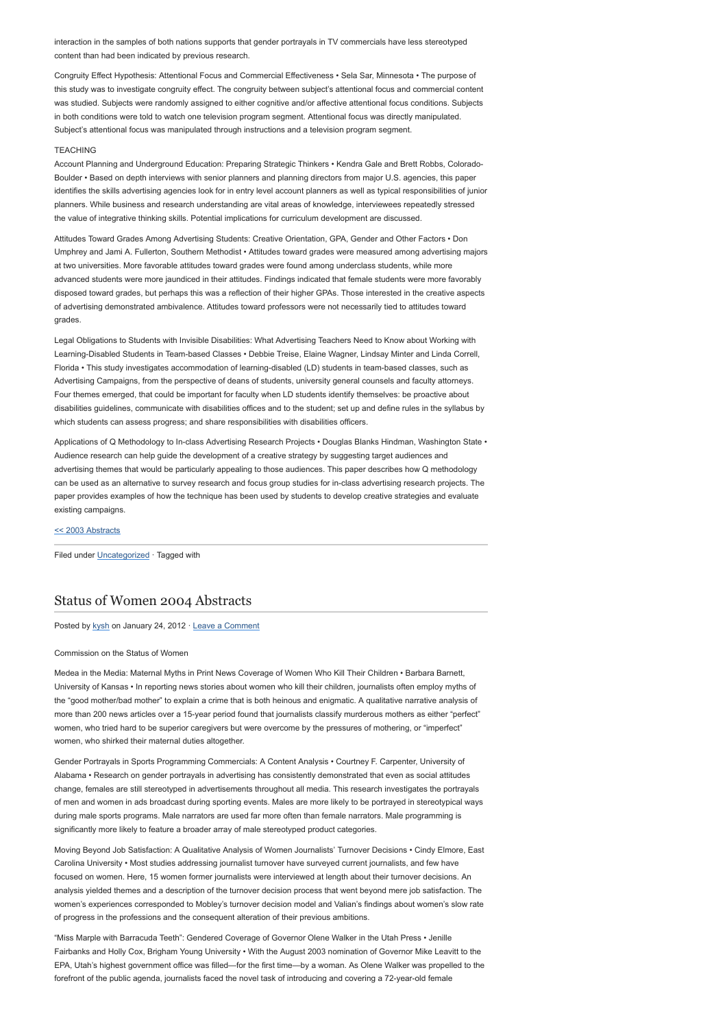interaction in the samples of both nations supports that gender portrayals in TV commercials have less stereotyped content than had been indicated by previous research.

Congruity Effect Hypothesis: Attentional Focus and Commercial Effectiveness • Sela Sar, Minnesota • The purpose of this study was to investigate congruity effect. The congruity between subject's attentional focus and commercial content was studied. Subjects were randomly assigned to either cognitive and/or affective attentional focus conditions. Subjects in both conditions were told to watch one television program segment. Attentional focus was directly manipulated. Subject's attentional focus was manipulated through instructions and a television program segment.

TEACHING

Account Planning and Underground Education: Preparing Strategic Thinkers • Kendra Gale and Brett Robbs, Colorado-Boulder • Based on depth interviews with senior planners and planning directors from major U.S. agencies, this paper identifies the skills advertising agencies look for in entry level account planners as well as typical responsibilities of junior planners. While business and research understanding are vital areas of knowledge, interviewees repeatedly stressed the value of integrative thinking skills. Potential implications for curriculum development are discussed.

Attitudes Toward Grades Among Advertising Students: Creative Orientation, GPA, Gender and Other Factors • Don Umphrey and Jami A. Fullerton, Southern Methodist • Attitudes toward grades were measured among advertising majors at two universities. More favorable attitudes toward grades were found among underclass students, while more advanced students were more jaundiced in their attitudes. Findings indicated that female students were more favorably disposed toward grades, but perhaps this was a reflection of their higher GPAs. Those interested in the creative aspects of advertising demonstrated ambivalence. Attitudes toward professors were not necessarily tied to attitudes toward grades.

Legal Obligations to Students with Invisible Disabilities: What Advertising Teachers Need to Know about Working with Learning-Disabled Students in Team-based Classes • Debbie Treise, Elaine Wagner, Lindsay Minter and Linda Correll, Florida • This study investigates accommodation of learning-disabled (LD) students in team-based classes, such as Advertising Campaigns, from the perspective of deans of students, university general counsels and faculty attorneys. Four themes emerged, that could be important for faculty when LD students identify themselves: be proactive about disabilities guidelines, communicate with disabilities offices and to the student; set up and define rules in the syllabus by which students can assess progress; and share responsibilities with disabilities officers.

Applications of Q Methodology to In-class Advertising Research Projects • Douglas Blanks Hindman, Washington State • Audience research can help guide the development of a creative strategy by suggesting target audiences and advertising themes that would be particularly appealing to those audiences. This paper describes how Q methodology can be used as an alternative to survey research and focus group studies for in-class advertising research projects. The paper provides examples of how the technique has been used by students to develop creative strategies and evaluate existing campaigns.

<< 2003 Abstracts

Filed under Uncategorized · Tagged with

## Status of Women 2004 Abstracts

Posted by kysh on January 24, 2012 · Leave a Comment

Commission on the Status of Women

Medea in the Media: Maternal Myths in Print News Coverage of Women Who Kill Their Children • Barbara Barnett, University of Kansas • In reporting news stories about women who kill their children, journalists often employ myths of the "good mother/bad mother" to explain a crime that is both heinous and enigmatic. A qualitative narrative analysis of more than 200 news articles over a 15-year period found that journalists classify murderous mothers as either "perfect" women, who tried hard to be superior caregivers but were overcome by the pressures of mothering, or "imperfect" women, who shirked their maternal duties altogether.

Gender Portrayals in Sports Programming Commercials: A Content Analysis • Courtney F. Carpenter, University of Alabama • Research on gender portrayals in advertising has consistently demonstrated that even as social attitudes change, females are still stereotyped in advertisements throughout all media. This research investigates the portrayals of men and women in ads broadcast during sporting events. Males are more likely to be portrayed in stereotypical ways during male sports programs. Male narrators are used far more often than female narrators. Male programming is significantly more likely to feature a broader array of male stereotyped product categories.

Moving Beyond Job Satisfaction: A Qualitative Analysis of Women Journalists' Turnover Decisions • Cindy Elmore, East Carolina University • Most studies addressing journalist turnover have surveyed current journalists, and few have focused on women. Here, 15 women former journalists were interviewed at length about their turnover decisions. An analysis yielded themes and a description of the turnover decision process that went beyond mere job satisfaction. The women's experiences corresponded to Mobley's turnover decision model and Valian's findings about women's slow rate of progress in the professions and the consequent alteration of their previous ambitions.

"Miss Marple with Barracuda Teeth": Gendered Coverage of Governor Olene Walker in the Utah Press • Jenille Fairbanks and Holly Cox, Brigham Young University • With the August 2003 nomination of Governor Mike Leavitt to the EPA, Utah's highest government office was filled—for the first time—by a woman. As Olene Walker was propelled to the forefront of the public agenda, journalists faced the novel task of introducing and covering a 72-year-old female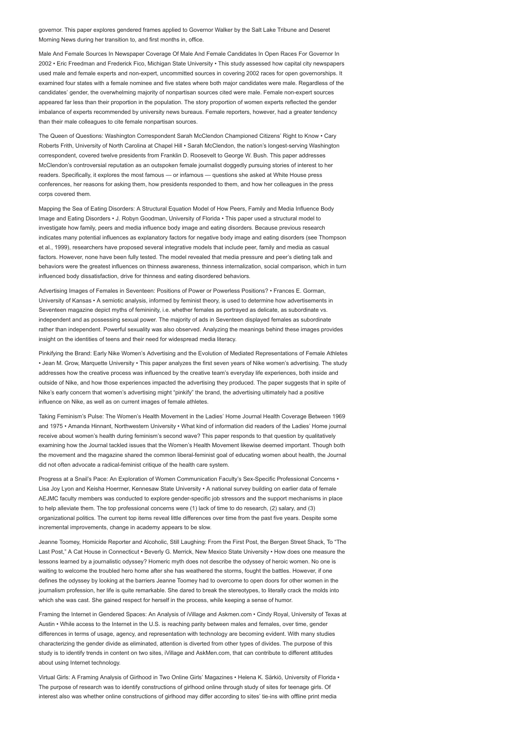governor. This paper explores gendered frames applied to Governor Walker by the Salt Lake Tribune and Deseret Morning News during her transition to, and first months in, office.

Male And Female Sources In Newspaper Coverage Of Male And Female Candidates In Open Races For Governor In 2002 • Eric Freedman and Frederick Fico, Michigan State University • This study assessed how capital city newspapers used male and female experts and non-expert, uncommitted sources in covering 2002 races for open governorships. It examined four states with a female nominee and five states where both major candidates were male. Regardless of the candidates' gender, the overwhelming majority of nonpartisan sources cited were male. Female non-expert sources appeared far less than their proportion in the population. The story proportion of women experts reflected the gender imbalance of experts recommended by university news bureaus. Female reporters, however, had a greater tendency than their male colleagues to cite female nonpartisan sources.

The Queen of Questions: Washington Correspondent Sarah McClendon Championed Citizens' Right to Know • Cary Roberts Frith, University of North Carolina at Chapel Hill • Sarah McClendon, the nation's longest-serving Washington correspondent, covered twelve presidents from Franklin D. Roosevelt to George W. Bush. This paper addresses McClendon's controversial reputation as an outspoken female journalist doggedly pursuing stories of interest to her readers. Specifically, it explores the most famous — or infamous — questions she asked at White House press conferences, her reasons for asking them, how presidents responded to them, and how her colleagues in the press corps covered them.

Mapping the Sea of Eating Disorders: A Structural Equation Model of How Peers, Family and Media Influence Body Image and Eating Disorders • J. Robyn Goodman, University of Florida • This paper used a structural model to investigate how family, peers and media influence body image and eating disorders. Because previous research indicates many potential influences as explanatory factors for negative body image and eating disorders (see Thompson et al., 1999), researchers have proposed several integrative models that include peer, family and media as casual factors. However, none have been fully tested. The model revealed that media pressure and peer's dieting talk and behaviors were the greatest influences on thinness awareness, thinness internalization, social comparison, which in turn influenced body dissatisfaction, drive for thinness and eating disordered behaviors.

Advertising Images of Females in Seventeen: Positions of Power or Powerless Positions? • Frances E. Gorman, University of Kansas • A semiotic analysis, informed by feminist theory, is used to determine how advertisements in Seventeen magazine depict myths of femininity, i.e. whether females as portrayed as delicate, as subordinate vs. independent and as possessing sexual power. The majority of ads in Seventeen displayed females as subordinate rather than independent. Powerful sexuality was also observed. Analyzing the meanings behind these images provides insight on the identities of teens and their need for widespread media literacy.

Pinkifying the Brand: Early Nike Women's Advertising and the Evolution of Mediated Representations of Female Athletes • Jean M. Grow, Marquette University • This paper analyzes the first seven years of Nike women's advertising. The study addresses how the creative process was influenced by the creative team's everyday life experiences, both inside and outside of Nike, and how those experiences impacted the advertising they produced. The paper suggests that in spite of Nike's early concern that women's advertising might "pinkify" the brand, the advertising ultimately had a positive influence on Nike, as well as on current images of female athletes.

Taking Feminism's Pulse: The Women's Health Movement in the Ladies' Home Journal Health Coverage Between 1969 and 1975 • Amanda Hinnant, Northwestern University • What kind of information did readers of the Ladies' Home journal receive about women's health during feminism's second wave? This paper responds to that question by qualitatively examining how the Journal tackled issues that the Women's Health Movement likewise deemed important. Though both the movement and the magazine shared the common liberal-feminist goal of educating women about health, the Journal did not often advocate a radical-feminist critique of the health care system.

Progress at a Snail's Pace: An Exploration of Women Communication Faculty's Sex-Specific Professional Concerns • Lisa Joy Lyon and Keisha Hoerrner, Kennesaw State University • A national survey building on earlier data of female AEJMC faculty members was conducted to explore gender-specific job stressors and the support mechanisms in place to help alleviate them. The top professional concerns were (1) lack of time to do research, (2) salary, and (3) organizational politics. The current top items reveal little differences over time from the past five years. Despite some incremental improvements, change in academy appears to be slow.

Jeanne Toomey, Homicide Reporter and Alcoholic, Still Laughing: From the First Post, the Bergen Street Shack, To "The Last Post," A Cat House in Connecticut • Beverly G. Merrick, New Mexico State University • How does one measure the lessons learned by a journalistic odyssey? Homeric myth does not describe the odyssey of heroic women. No one is waiting to welcome the troubled hero home after she has weathered the storms, fought the battles. However, if one defines the odyssey by looking at the barriers Jeanne Toomey had to overcome to open doors for other women in the journalism profession, her life is quite remarkable. She dared to break the stereotypes, to literally crack the molds into which she was cast. She gained respect for herself in the process, while keeping a sense of humor.

Framing the Internet in Gendered Spaces: An Analysis of iVillage and Askmen.com • Cindy Royal, University of Texas at Austin • While access to the Internet in the U.S. is reaching parity between males and females, over time, gender differences in terms of usage, agency, and representation with technology are becoming evident. With many studies characterizing the gender divide as eliminated, attention is diverted from other types of divides. The purpose of this study is to identify trends in content on two sites, iVillage and AskMen.com, that can contribute to different attitudes about using Internet technology.

Virtual Girls: A Framing Analysis of Girlhood in Two Online Girls' Magazines • Helena K. Särkiö, University of Florida • The purpose of research was to identify constructions of girlhood online through study of sites for teenage girls. Of interest also was whether online constructions of girlhood may differ according to sites' tie-ins with offline print media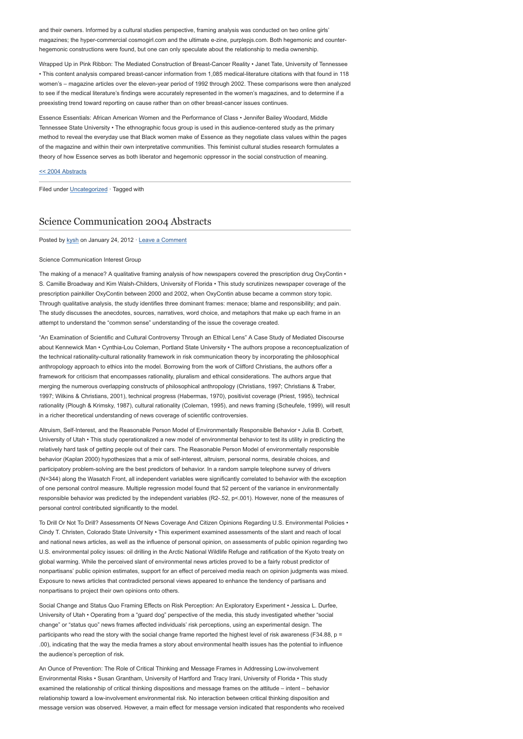and their owners. Informed by a cultural studies perspective, framing analysis was conducted on two online girls' magazines; the hyper-commercial cosmogirl.com and the ultimate e-zine, purplepjs.com. Both hegemonic and counter-hegemonic constructions were found, but one can only speculate about the relationship to media ownership.

Wrapped Up in Pink Ribbon: The Mediated Construction of Breast-Cancer Reality • Janet Tate, University of Tennessee • This content analysis compared breast-cancer information from 1,085 medical-literature citations with that found in 118 women's – magazine articles over the eleven-year period of 1992 through 2002. These comparisons were then analyzed to see if the medical literature's findings were accurately represented in the women's magazines, and to determine if a preexisting trend toward reporting on cause rather than on other breast-cancer issues continues.

Essence Essentials: African American Women and the Performance of Class • Jennifer Bailey Woodard, Middle Tennessee State University • The ethnographic focus group is used in this audience-centered study as the primary method to reveal the everyday use that Black women make of Essence as they negotiate class values within the pages of the magazine and within their own interpretative communities. This feminist cultural studies research formulates a theory of how Essence serves as both liberator and hegemonic oppressor in the social construction of meaning.

<< 2004 Abstracts

Filed under Uncategorized · Tagged with

## Science Communication 2004 Abstracts

Posted by kysh on January 24, 2012 · Leave a Comment

Science Communication Interest Group

The making of a menace? A qualitative framing analysis of how newspapers covered the prescription drug OxyContin • S. Camille Broadway and Kim Walsh-Childers, University of Florida • This study scrutinizes newspaper coverage of the prescription painkiller OxyContin between 2000 and 2002, when OxyContin abuse became a common story topic. Through qualitative analysis, the study identifies three dominant frames: menace; blame and responsibility; and pain. The study discusses the anecdotes, sources, narratives, word choice, and metaphors that make up each frame in an attempt to understand the "common sense" understanding of the issue the coverage created.

"An Examination of Scientific and Cultural Controversy Through an Ethical Lens" A Case Study of Mediated Discourse about Kennewick Man • Cynthia-Lou Coleman, Portland State University • The authors propose a reconceptualization of the technical rationality-cultural rationality framework in risk communication theory by incorporating the philosophical anthropology approach to ethics into the model. Borrowing from the work of Clifford Christians, the authors offer a framework for criticism that encompasses rationality, pluralism and ethical considerations. The authors argue that merging the numerous overlapping constructs of philosophical anthropology (Christians, 1997; Christians & Traber, 1997; Wilkins & Christians, 2001), technical progress (Habermas, 1970), positivist coverage (Priest, 1995), technical rationality (Plough & Krimsky, 1987), cultural rationality (Coleman, 1995), and news framing (Scheufele, 1999), will result in a richer theoretical understanding of news coverage of scientific controversies.

Altruism, Self-Interest, and the Reasonable Person Model of Environmentally Responsible Behavior • Julia B. Corbett, University of Utah • This study operationalized a new model of environmental behavior to test its utility in predicting the relatively hard task of getting people out of their cars. The Reasonable Person Model of environmentally responsible behavior (Kaplan 2000) hypothesizes that a mix of self-interest, altruism, personal norms, desirable choices, and participatory problem-solving are the best predictors of behavior. In a random sample telephone survey of drivers (N=344) along the Wasatch Front, all independent variables were significantly correlated to behavior with the exception of one personal control measure. Multiple regression model found that 52 percent of the variance in environmentally responsible behavior was predicted by the independent variables (R2-.52, p<.001). However, none of the measures of personal control contributed significantly to the model.

To Drill Or Not To Drill? Assessments Of News Coverage And Citizen Opinions Regarding U.S. Environmental Policies • Cindy T. Christen, Colorado State University • This experiment examined assessments of the slant and reach of local and national news articles, as well as the influence of personal opinion, on assessments of public opinion regarding two U.S. environmental policy issues: oil drilling in the Arctic National Wildlife Refuge and ratification of the Kyoto treaty on global warming. While the perceived slant of environmental news articles proved to be a fairly robust predictor of nonpartisans' public opinion estimates, support for an effect of perceived media reach on opinion judgments was mixed. Exposure to news articles that contradicted personal views appeared to enhance the tendency of partisans and nonpartisans to project their own opinions onto others.

Social Change and Status Quo Framing Effects on Risk Perception: An Exploratory Experiment • Jessica L. Durfee, University of Utah • Operating from a "guard dog" perspective of the media, this study investigated whether "social change" or "status quo" news frames affected individuals' risk perceptions, using an experimental design. The participants who read the story with the social change frame reported the highest level of risk awareness (F34.88, p = .00), indicating that the way the media frames a story about environmental health issues has the potential to influence the audience's perception of risk.

An Ounce of Prevention: The Role of Critical Thinking and Message Frames in Addressing Low-involvement Environmental Risks • Susan Grantham, University of Hartford and Tracy Irani, University of Florida • This study examined the relationship of critical thinking dispositions and message frames on the attitude – intent – behavior relationship toward a low-involvement environmental risk. No interaction between critical thinking disposition and message version was observed. However, a main effect for message version indicated that respondents who received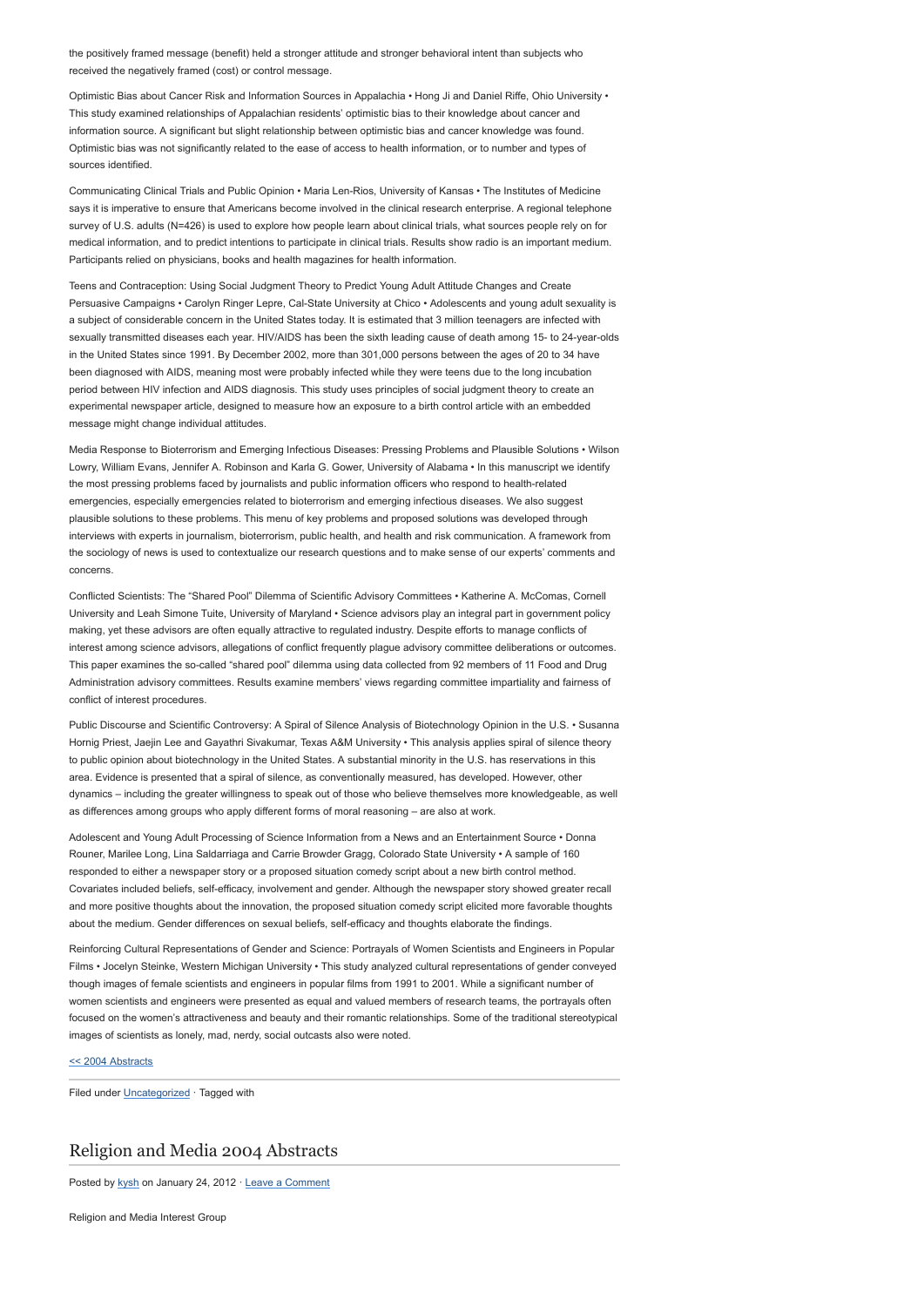the positively framed message (benefit) held a stronger attitude and stronger behavioral intent than subjects who received the negatively framed (cost) or control message.

Optimistic Bias about Cancer Risk and Information Sources in Appalachia • Hong Ji and Daniel Riffe, Ohio University • This study examined relationships of Appalachian residents' optimistic bias to their knowledge about cancer and information source. A significant but slight relationship between optimistic bias and cancer knowledge was found. Optimistic bias was not significantly related to the ease of access to health information, or to number and types of sources identified.

Communicating Clinical Trials and Public Opinion • Maria Len-Rios, University of Kansas • The Institutes of Medicine says it is imperative to ensure that Americans become involved in the clinical research enterprise. A regional telephone survey of U.S. adults (N=426) is used to explore how people learn about clinical trials, what sources people rely on for medical information, and to predict intentions to participate in clinical trials. Results show radio is an important medium. Participants relied on physicians, books and health magazines for health information.

Teens and Contraception: Using Social Judgment Theory to Predict Young Adult Attitude Changes and Create Persuasive Campaigns • Carolyn Ringer Lepre, Cal-State University at Chico • Adolescents and young adult sexuality is a subject of considerable concern in the United States today. It is estimated that 3 million teenagers are infected with sexually transmitted diseases each year. HIV/AIDS has been the sixth leading cause of death among 15- to 24-year-olds in the United States since 1991. By December 2002, more than 301,000 persons between the ages of 20 to 34 have been diagnosed with AIDS, meaning most were probably infected while they were teens due to the long incubation period between HIV infection and AIDS diagnosis. This study uses principles of social judgment theory to create an experimental newspaper article, designed to measure how an exposure to a birth control article with an embedded message might change individual attitudes.

Media Response to Bioterrorism and Emerging Infectious Diseases: Pressing Problems and Plausible Solutions • Wilson Lowry, William Evans, Jennifer A. Robinson and Karla G. Gower, University of Alabama • In this manuscript we identify the most pressing problems faced by journalists and public information officers who respond to health-related emergencies, especially emergencies related to bioterrorism and emerging infectious diseases. We also suggest plausible solutions to these problems. This menu of key problems and proposed solutions was developed through interviews with experts in journalism, bioterrorism, public health, and health and risk communication. A framework from the sociology of news is used to contextualize our research questions and to make sense of our experts' comments and concerns.

Conflicted Scientists: The "Shared Pool" Dilemma of Scientific Advisory Committees • Katherine A. McComas, Cornell University and Leah Simone Tuite, University of Maryland • Science advisors play an integral part in government policy making, yet these advisors are often equally attractive to regulated industry. Despite efforts to manage conflicts of interest among science advisors, allegations of conflict frequently plague advisory committee deliberations or outcomes. This paper examines the so-called "shared pool" dilemma using data collected from 92 members of 11 Food and Drug Administration advisory committees. Results examine members' views regarding committee impartiality and fairness of conflict of interest procedures.

Public Discourse and Scientific Controversy: A Spiral of Silence Analysis of Biotechnology Opinion in the U.S. • Susanna Hornig Priest, Jaejin Lee and Gayathri Sivakumar, Texas A&M University • This analysis applies spiral of silence theory to public opinion about biotechnology in the United States. A substantial minority in the U.S. has reservations in this area. Evidence is presented that a spiral of silence, as conventionally measured, has developed. However, other dynamics – including the greater willingness to speak out of those who believe themselves more knowledgeable, as well as differences among groups who apply different forms of moral reasoning – are also at work.

Adolescent and Young Adult Processing of Science Information from a News and an Entertainment Source • Donna Rouner, Marilee Long, Lina Saldarriaga and Carrie Browder Gragg, Colorado State University • A sample of 160 responded to either a newspaper story or a proposed situation comedy script about a new birth control method. Covariates included beliefs, self-efficacy, involvement and gender. Although the newspaper story showed greater recall and more positive thoughts about the innovation, the proposed situation comedy script elicited more favorable thoughts about the medium. Gender differences on sexual beliefs, self-efficacy and thoughts elaborate the findings.

Reinforcing Cultural Representations of Gender and Science: Portrayals of Women Scientists and Engineers in Popular Films • Jocelyn Steinke, Western Michigan University • This study analyzed cultural representations of gender conveyed though images of female scientists and engineers in popular films from 1991 to 2001. While a significant number of women scientists and engineers were presented as equal and valued members of research teams, the portrayals often focused on the women's attractiveness and beauty and their romantic relationships. Some of the traditional stereotypical images of scientists as lonely, mad, nerdy, social outcasts also were noted.

<< 2004 Abstracts

Filed under Uncategorized · Tagged with

## Religion and Media 2004 Abstracts

Posted by kysh on January 24, 2012 · Leave a Comment

Religion and Media Interest Group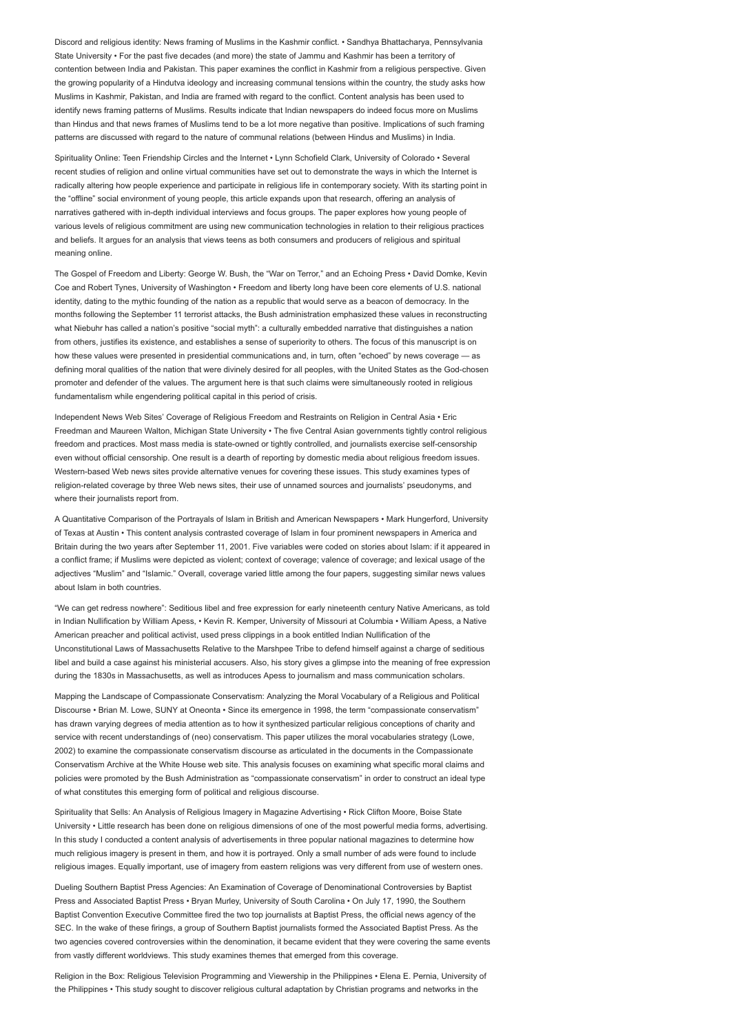Discord and religious identity: News framing of Muslims in the Kashmir conflict. • Sandhya Bhattacharya, Pennsylvania State University • For the past five decades (and more) the state of Jammu and Kashmir has been a territory of contention between India and Pakistan. This paper examines the conflict in Kashmir from a religious perspective. Given the growing popularity of a Hindutva ideology and increasing communal tensions within the country, the study asks how Muslims in Kashmir, Pakistan, and India are framed with regard to the conflict. Content analysis has been used to identify news framing patterns of Muslims. Results indicate that Indian newspapers do indeed focus more on Muslims than Hindus and that news frames of Muslims tend to be a lot more negative than positive. Implications of such framing patterns are discussed with regard to the nature of communal relations (between Hindus and Muslims) in India.

Spirituality Online: Teen Friendship Circles and the Internet • Lynn Schofield Clark, University of Colorado • Several recent studies of religion and online virtual communities have set out to demonstrate the ways in which the Internet is radically altering how people experience and participate in religious life in contemporary society. With its starting point in the "offline" social environment of young people, this article expands upon that research, offering an analysis of narratives gathered with in-depth individual interviews and focus groups. The paper explores how young people of various levels of religious commitment are using new communication technologies in relation to their religious practices and beliefs. It argues for an analysis that views teens as both consumers and producers of religious and spiritual meaning online.

The Gospel of Freedom and Liberty: George W. Bush, the "War on Terror," and an Echoing Press • David Domke, Kevin Coe and Robert Tynes, University of Washington • Freedom and liberty long have been core elements of U.S. national identity, dating to the mythic founding of the nation as a republic that would serve as a beacon of democracy. In the months following the September 11 terrorist attacks, the Bush administration emphasized these values in reconstructing what Niebuhr has called a nation's positive "social myth": a culturally embedded narrative that distinguishes a nation from others, justifies its existence, and establishes a sense of superiority to others. The focus of this manuscript is on how these values were presented in presidential communications and, in turn, often "echoed" by news coverage — as defining moral qualities of the nation that were divinely desired for all peoples, with the United States as the God-chosen promoter and defender of the values. The argument here is that such claims were simultaneously rooted in religious fundamentalism while engendering political capital in this period of crisis.

Independent News Web Sites' Coverage of Religious Freedom and Restraints on Religion in Central Asia • Eric Freedman and Maureen Walton, Michigan State University • The five Central Asian governments tightly control religious freedom and practices. Most mass media is state-owned or tightly controlled, and journalists exercise self-censorship even without official censorship. One result is a dearth of reporting by domestic media about religious freedom issues. Western-based Web news sites provide alternative venues for covering these issues. This study examines types of religion-related coverage by three Web news sites, their use of unnamed sources and journalists' pseudonyms, and where their journalists report from.

A Quantitative Comparison of the Portrayals of Islam in British and American Newspapers • Mark Hungerford, University of Texas at Austin • This content analysis contrasted coverage of Islam in four prominent newspapers in America and Britain during the two years after September 11, 2001. Five variables were coded on stories about Islam: if it appeared in a conflict frame; if Muslims were depicted as violent; context of coverage; valence of coverage; and lexical usage of the adjectives "Muslim" and "Islamic." Overall, coverage varied little among the four papers, suggesting similar news values about Islam in both countries.

"We can get redress nowhere": Seditious libel and free expression for early nineteenth century Native Americans, as told in Indian Nullification by William Apess, • Kevin R. Kemper, University of Missouri at Columbia • William Apess, a Native American preacher and political activist, used press clippings in a book entitled Indian Nullification of the Unconstitutional Laws of Massachusetts Relative to the Marshpee Tribe to defend himself against a charge of seditious libel and build a case against his ministerial accusers. Also, his story gives a glimpse into the meaning of free expression during the 1830s in Massachusetts, as well as introduces Apess to journalism and mass communication scholars.

Mapping the Landscape of Compassionate Conservatism: Analyzing the Moral Vocabulary of a Religious and Political Discourse • Brian M. Lowe, SUNY at Oneonta • Since its emergence in 1998, the term "compassionate conservatism" has drawn varying degrees of media attention as to how it synthesized particular religious conceptions of charity and service with recent understandings of (neo) conservatism. This paper utilizes the moral vocabularies strategy (Lowe, 2002) to examine the compassionate conservatism discourse as articulated in the documents in the Compassionate Conservatism Archive at the White House web site. This analysis focuses on examining what specific moral claims and policies were promoted by the Bush Administration as "compassionate conservatism" in order to construct an ideal type of what constitutes this emerging form of political and religious discourse.

Spirituality that Sells: An Analysis of Religious Imagery in Magazine Advertising • Rick Clifton Moore, Boise State University • Little research has been done on religious dimensions of one of the most powerful media forms, advertising. In this study I conducted a content analysis of advertisements in three popular national magazines to determine how much religious imagery is present in them, and how it is portrayed. Only a small number of ads were found to include religious images. Equally important, use of imagery from eastern religions was very different from use of western ones.

Dueling Southern Baptist Press Agencies: An Examination of Coverage of Denominational Controversies by Baptist Press and Associated Baptist Press • Bryan Murley, University of South Carolina • On July 17, 1990, the Southern Baptist Convention Executive Committee fired the two top journalists at Baptist Press, the official news agency of the SEC. In the wake of these firings, a group of Southern Baptist journalists formed the Associated Baptist Press. As the two agencies covered controversies within the denomination, it became evident that they were covering the same events from vastly different worldviews. This study examines themes that emerged from this coverage.

Religion in the Box: Religious Television Programming and Viewership in the Philippines • Elena E. Pernia, University of the Philippines • This study sought to discover religious cultural adaptation by Christian programs and networks in the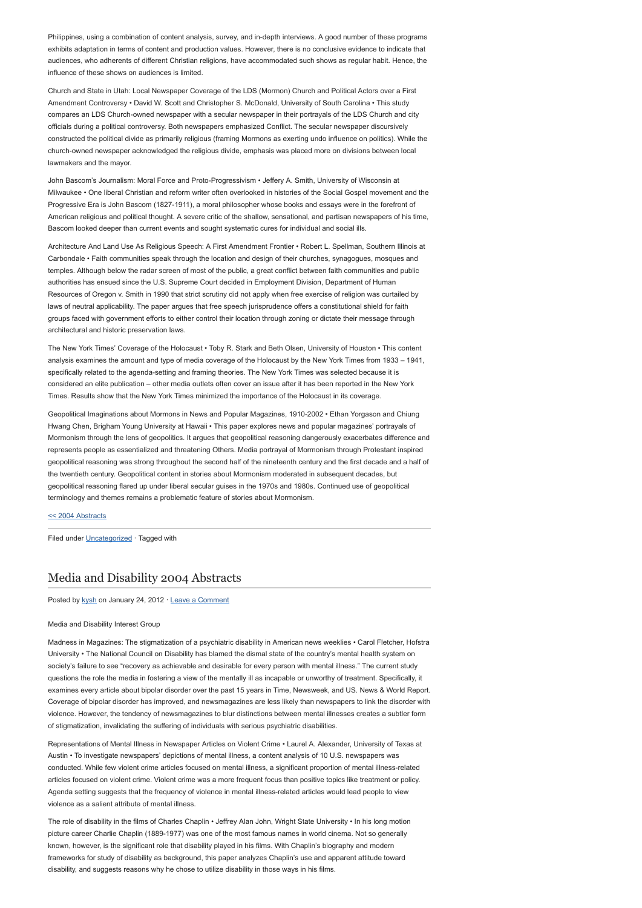Philippines, using a combination of content analysis, survey, and in-depth interviews. A good number of these programs exhibits adaptation in terms of content and production values. However, there is no conclusive evidence to indicate that audiences, who adherents of different Christian religions, have accommodated such shows as regular habit. Hence, the influence of these shows on audiences is limited.

Church and State in Utah: Local Newspaper Coverage of the LDS (Mormon) Church and Political Actors over a First Amendment Controversy • David W. Scott and Christopher S. McDonald, University of South Carolina • This study compares an LDS Church-owned newspaper with a secular newspaper in their portrayals of the LDS Church and city officials during a political controversy. Both newspapers emphasized Conflict. The secular newspaper discursively constructed the political divide as primarily religious (framing Mormons as exerting undo influence on politics). While the church-owned newspaper acknowledged the religious divide, emphasis was placed more on divisions between local lawmakers and the mayor.

John Bascom's Journalism: Moral Force and Proto-Progressivism • Jeffery A. Smith, University of Wisconsin at Milwaukee • One liberal Christian and reform writer often overlooked in histories of the Social Gospel movement and the Progressive Era is John Bascom (1827-1911), a moral philosopher whose books and essays were in the forefront of American religious and political thought. A severe critic of the shallow, sensational, and partisan newspapers of his time, Bascom looked deeper than current events and sought systematic cures for individual and social ills.

Architecture And Land Use As Religious Speech: A First Amendment Frontier • Robert L. Spellman, Southern Illinois at Carbondale • Faith communities speak through the location and design of their churches, synagogues, mosques and temples. Although below the radar screen of most of the public, a great conflict between faith communities and public authorities has ensued since the U.S. Supreme Court decided in Employment Division, Department of Human Resources of Oregon v. Smith in 1990 that strict scrutiny did not apply when free exercise of religion was curtailed by laws of neutral applicability. The paper argues that free speech jurisprudence offers a constitutional shield for faith groups faced with government efforts to either control their location through zoning or dictate their message through architectural and historic preservation laws.

The New York Times' Coverage of the Holocaust • Toby R. Stark and Beth Olsen, University of Houston • This content analysis examines the amount and type of media coverage of the Holocaust by the New York Times from 1933 – 1941, specifically related to the agenda-setting and framing theories. The New York Times was selected because it is considered an elite publication – other media outlets often cover an issue after it has been reported in the New York Times. Results show that the New York Times minimized the importance of the Holocaust in its coverage.

Geopolitical Imaginations about Mormons in News and Popular Magazines, 1910-2002 • Ethan Yorgason and Chiung Hwang Chen, Brigham Young University at Hawaii • This paper explores news and popular magazines' portrayals of Mormonism through the lens of geopolitics. It argues that geopolitical reasoning dangerously exacerbates difference and represents people as essentialized and threatening Others. Media portrayal of Mormonism through Protestant inspired geopolitical reasoning was strong throughout the second half of the nineteenth century and the first decade and a half of the twentieth century. Geopolitical content in stories about Mormonism moderated in subsequent decades, but geopolitical reasoning flared up under liberal secular guises in the 1970s and 1980s. Continued use of geopolitical terminology and themes remains a problematic feature of stories about Mormonism.

<< 2004 Abstracts

Filed under Uncategorized · Tagged with

## Media and Disability 2004 Abstracts

Posted by kysh on January 24, 2012 · Leave a Comment

Media and Disability Interest Group

Madness in Magazines: The stigmatization of a psychiatric disability in American news weeklies • Carol Fletcher, Hofstra University • The National Council on Disability has blamed the dismal state of the country's mental health system on society's failure to see "recovery as achievable and desirable for every person with mental illness." The current study questions the role the media in fostering a view of the mentally ill as incapable or unworthy of treatment. Specifically, it examines every article about bipolar disorder over the past 15 years in Time, Newsweek, and US. News & World Report. Coverage of bipolar disorder has improved, and newsmagazines are less likely than newspapers to link the disorder with violence. However, the tendency of newsmagazines to blur distinctions between mental illnesses creates a subtler form of stigmatization, invalidating the suffering of individuals with serious psychiatric disabilities.

Representations of Mental Illness in Newspaper Articles on Violent Crime • Laurel A. Alexander, University of Texas at Austin • To investigate newspapers' depictions of mental illness, a content analysis of 10 U.S. newspapers was conducted. While few violent crime articles focused on mental illness, a significant proportion of mental illness-related articles focused on violent crime. Violent crime was a more frequent focus than positive topics like treatment or policy. Agenda setting suggests that the frequency of violence in mental illness-related articles would lead people to view violence as a salient attribute of mental illness.

The role of disability in the films of Charles Chaplin • Jeffrey Alan John, Wright State University • In his long motion picture career Charlie Chaplin (1889-1977) was one of the most famous names in world cinema. Not so generally known, however, is the significant role that disability played in his films. With Chaplin's biography and modern frameworks for study of disability as background, this paper analyzes Chaplin's use and apparent attitude toward disability, and suggests reasons why he chose to utilize disability in those ways in his films.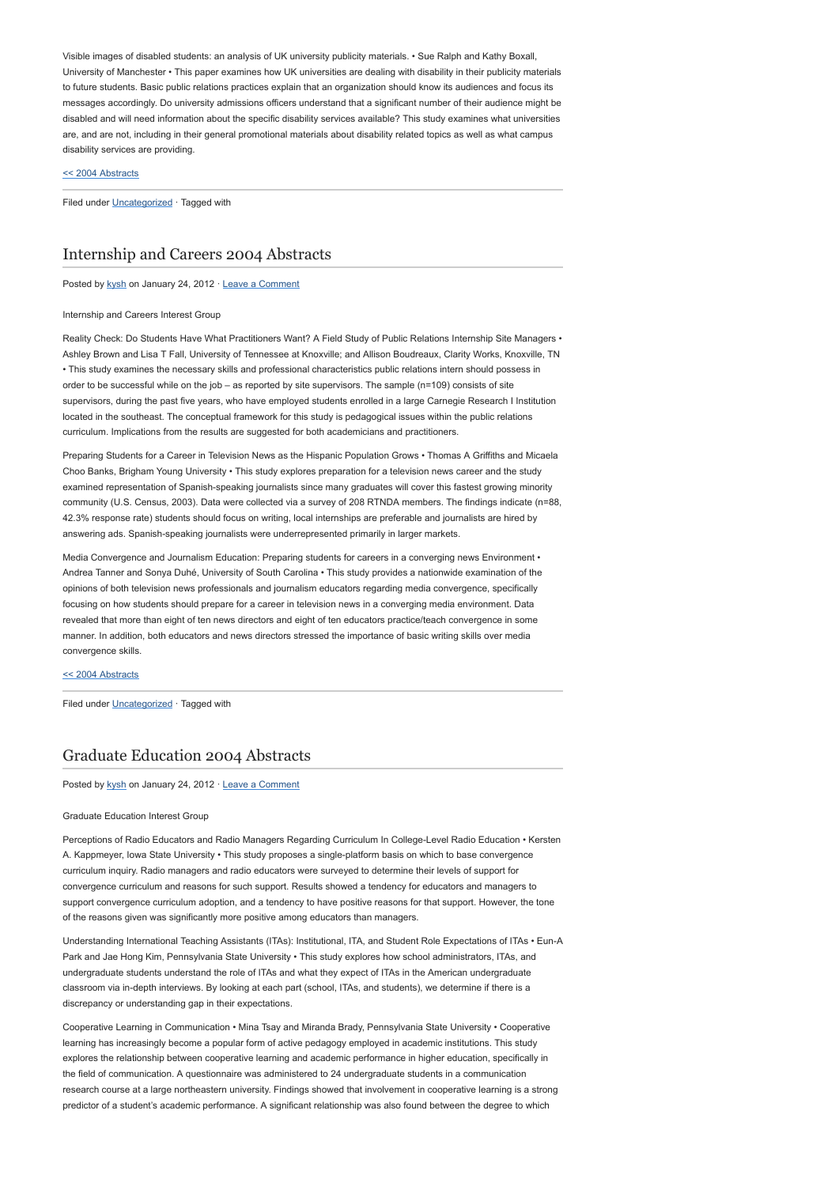Visible images of disabled students: an analysis of UK university publicity materials. • Sue Ralph and Kathy Boxall, University of Manchester • This paper examines how UK universities are dealing with disability in their publicity materials to future students. Basic public relations practices explain that an organization should know its audiences and focus its messages accordingly. Do university admissions officers understand that a significant number of their audience might be disabled and will need information about the specific disability services available? This study examines what universities are, and are not, including in their general promotional materials about disability related topics as well as what campus disability services are providing.

<< 2004 Abstracts

Filed under Uncategorized · Tagged with

## Internship and Careers 2004 Abstracts

Posted by kysh on January 24, 2012 · Leave a Comment

Internship and Careers Interest Group

Reality Check: Do Students Have What Practitioners Want? A Field Study of Public Relations Internship Site Managers • Ashley Brown and Lisa T Fall, University of Tennessee at Knoxville; and Allison Boudreaux, Clarity Works, Knoxville, TN • This study examines the necessary skills and professional characteristics public relations intern should possess in order to be successful while on the job – as reported by site supervisors. The sample (n=109) consists of site supervisors, during the past five years, who have employed students enrolled in a large Carnegie Research I Institution located in the southeast. The conceptual framework for this study is pedagogical issues within the public relations curriculum. Implications from the results are suggested for both academicians and practitioners.

Preparing Students for a Career in Television News as the Hispanic Population Grows • Thomas A Griffiths and Micaela Choo Banks, Brigham Young University • This study explores preparation for a television news career and the study examined representation of Spanish-speaking journalists since many graduates will cover this fastest growing minority community (U.S. Census, 2003). Data were collected via a survey of 208 RTNDA members. The findings indicate (n=88, 42.3% response rate) students should focus on writing, local internships are preferable and journalists are hired by answering ads. Spanish-speaking journalists were underrepresented primarily in larger markets.

Media Convergence and Journalism Education: Preparing students for careers in a converging news Environment • Andrea Tanner and Sonya Duhé, University of South Carolina • This study provides a nationwide examination of the opinions of both television news professionals and journalism educators regarding media convergence, specifically focusing on how students should prepare for a career in television news in a converging media environment. Data revealed that more than eight of ten news directors and eight of ten educators practice/teach convergence in some manner. In addition, both educators and news directors stressed the importance of basic writing skills over media convergence skills.

<< 2004 Abstracts

Filed under Uncategorized · Tagged with

## Graduate Education 2004 Abstracts

Posted by kysh on January 24, 2012 · Leave a Comment

Graduate Education Interest Group

Perceptions of Radio Educators and Radio Managers Regarding Curriculum In College-Level Radio Education • Kersten A. Kappmeyer, Iowa State University • This study proposes a single-platform basis on which to base convergence curriculum inquiry. Radio managers and radio educators were surveyed to determine their levels of support for convergence curriculum and reasons for such support. Results showed a tendency for educators and managers to support convergence curriculum adoption, and a tendency to have positive reasons for that support. However, the tone of the reasons given was significantly more positive among educators than managers.

Understanding International Teaching Assistants (ITAs): Institutional, ITA, and Student Role Expectations of ITAs • Eun-A Park and Jae Hong Kim, Pennsylvania State University • This study explores how school administrators, ITAs, and undergraduate students understand the role of ITAs and what they expect of ITAs in the American undergraduate classroom via in-depth interviews. By looking at each part (school, ITAs, and students), we determine if there is a discrepancy or understanding gap in their expectations.

Cooperative Learning in Communication • Mina Tsay and Miranda Brady, Pennsylvania State University • Cooperative learning has increasingly become a popular form of active pedagogy employed in academic institutions. This study explores the relationship between cooperative learning and academic performance in higher education, specifically in the field of communication. A questionnaire was administered to 24 undergraduate students in a communication research course at a large northeastern university. Findings showed that involvement in cooperative learning is a strong predictor of a student's academic performance. A significant relationship was also found between the degree to which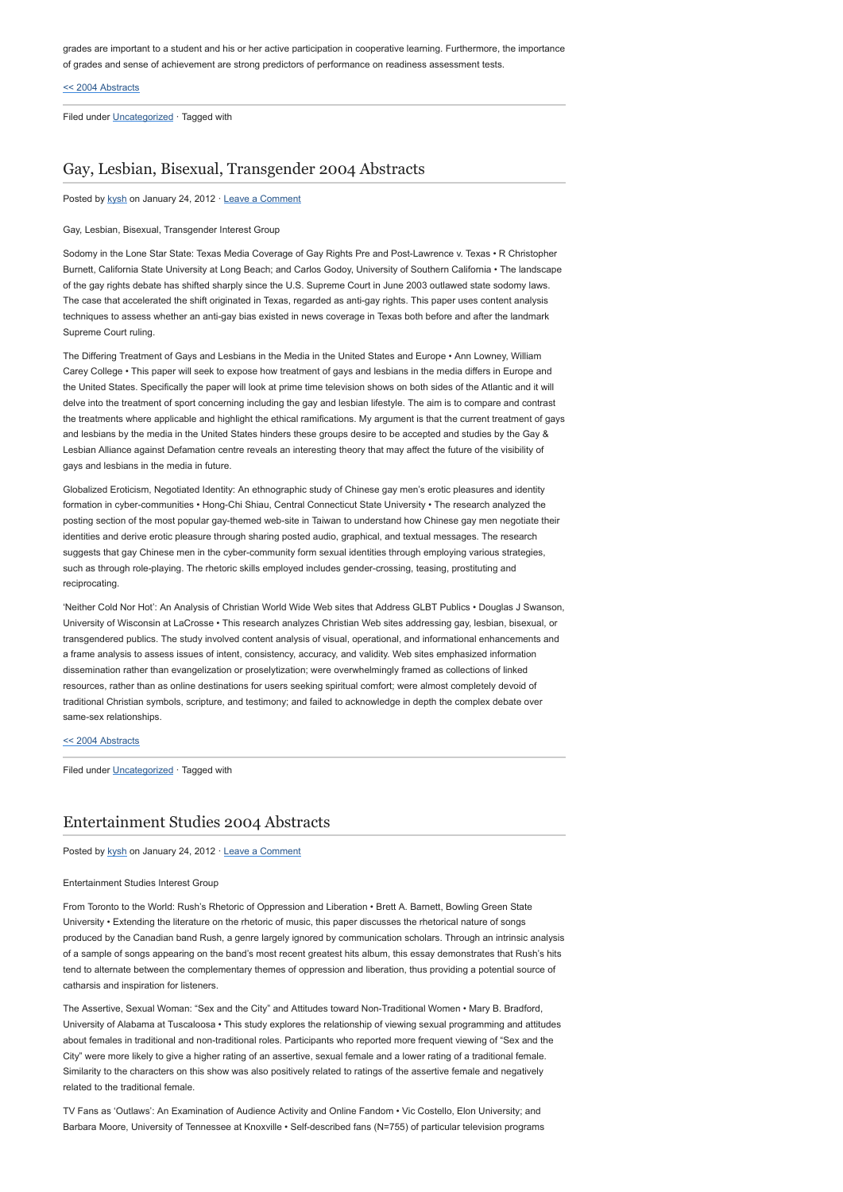grades are important to a student and his or her active participation in cooperative learning. Furthermore, the importance of grades and sense of achievement are strong predictors of performance on readiness assessment tests.

<< 2004 Abstracts

Filed under Uncategorized · Tagged with

## Gay, Lesbian, Bisexual, Transgender 2004 Abstracts

Posted by kysh on January 24, 2012 · Leave a Comment

Gay, Lesbian, Bisexual, Transgender Interest Group

Sodomy in the Lone Star State: Texas Media Coverage of Gay Rights Pre and Post-Lawrence v. Texas • R Christopher Burnett, California State University at Long Beach; and Carlos Godoy, University of Southern California • The landscape of the gay rights debate has shifted sharply since the U.S. Supreme Court in June 2003 outlawed state sodomy laws. The case that accelerated the shift originated in Texas, regarded as anti-gay rights. This paper uses content analysis techniques to assess whether an anti-gay bias existed in news coverage in Texas both before and after the landmark Supreme Court ruling.

The Differing Treatment of Gays and Lesbians in the Media in the United States and Europe • Ann Lowney, William Carey College • This paper will seek to expose how treatment of gays and lesbians in the media differs in Europe and the United States. Specifically the paper will look at prime time television shows on both sides of the Atlantic and it will delve into the treatment of sport concerning including the gay and lesbian lifestyle. The aim is to compare and contrast the treatments where applicable and highlight the ethical ramifications. My argument is that the current treatment of gays and lesbians by the media in the United States hinders these groups desire to be accepted and studies by the Gay & Lesbian Alliance against Defamation centre reveals an interesting theory that may affect the future of the visibility of gays and lesbians in the media in future.

Globalized Eroticism, Negotiated Identity: An ethnographic study of Chinese gay men's erotic pleasures and identity formation in cyber-communities • Hong-Chi Shiau, Central Connecticut State University • The research analyzed the posting section of the most popular gay-themed web-site in Taiwan to understand how Chinese gay men negotiate their identities and derive erotic pleasure through sharing posted audio, graphical, and textual messages. The research suggests that gay Chinese men in the cyber-community form sexual identities through employing various strategies, such as through role-playing. The rhetoric skills employed includes gender-crossing, teasing, prostituting and reciprocating.

'Neither Cold Nor Hot': An Analysis of Christian World Wide Web sites that Address GLBT Publics • Douglas J Swanson, University of Wisconsin at LaCrosse • This research analyzes Christian Web sites addressing gay, lesbian, bisexual, or transgendered publics. The study involved content analysis of visual, operational, and informational enhancements and a frame analysis to assess issues of intent, consistency, accuracy, and validity. Web sites emphasized information dissemination rather than evangelization or proselytization; were overwhelmingly framed as collections of linked resources, rather than as online destinations for users seeking spiritual comfort; were almost completely devoid of traditional Christian symbols, scripture, and testimony; and failed to acknowledge in depth the complex debate over same-sex relationships.

<< 2004 Abstracts

Filed under Uncategorized · Tagged with

## Entertainment Studies 2004 Abstracts

Posted by kysh on January 24, 2012 · Leave a Comment

Entertainment Studies Interest Group

From Toronto to the World: Rush's Rhetoric of Oppression and Liberation • Brett A. Barnett, Bowling Green State University • Extending the literature on the rhetoric of music, this paper discusses the rhetorical nature of songs produced by the Canadian band Rush, a genre largely ignored by communication scholars. Through an intrinsic analysis of a sample of songs appearing on the band's most recent greatest hits album, this essay demonstrates that Rush's hits tend to alternate between the complementary themes of oppression and liberation, thus providing a potential source of catharsis and inspiration for listeners.

The Assertive, Sexual Woman: "Sex and the City" and Attitudes toward Non-Traditional Women • Mary B. Bradford, University of Alabama at Tuscaloosa • This study explores the relationship of viewing sexual programming and attitudes about females in traditional and non-traditional roles. Participants who reported more frequent viewing of "Sex and the City" were more likely to give a higher rating of an assertive, sexual female and a lower rating of a traditional female. Similarity to the characters on this show was also positively related to ratings of the assertive female and negatively related to the traditional female.

TV Fans as 'Outlaws': An Examination of Audience Activity and Online Fandom • Vic Costello, Elon University; and Barbara Moore, University of Tennessee at Knoxville • Self-described fans (N=755) of particular television programs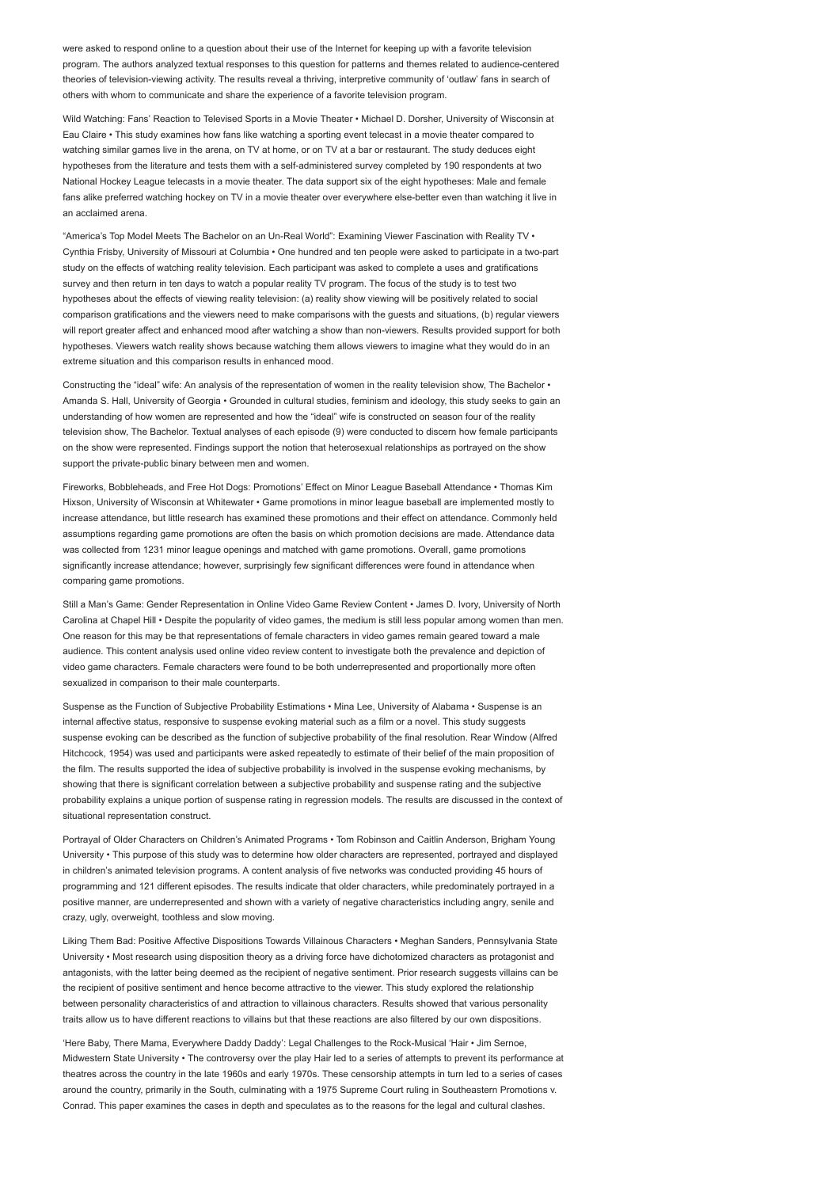were asked to respond online to a question about their use of the Internet for keeping up with a favorite television program. The authors analyzed textual responses to this question for patterns and themes related to audience-centered theories of television-viewing activity. The results reveal a thriving, interpretive community of 'outlaw' fans in search of others with whom to communicate and share the experience of a favorite television program.

Wild Watching: Fans' Reaction to Televised Sports in a Movie Theater • Michael D. Dorsher, University of Wisconsin at Eau Claire • This study examines how fans like watching a sporting event telecast in a movie theater compared to watching similar games live in the arena, on TV at home, or on TV at a bar or restaurant. The study deduces eight hypotheses from the literature and tests them with a self-administered survey completed by 190 respondents at two National Hockey League telecasts in a movie theater. The data support six of the eight hypotheses: Male and female fans alike preferred watching hockey on TV in a movie theater over everywhere else-better even than watching it live in an acclaimed arena.

"America's Top Model Meets The Bachelor on an Un-Real World": Examining Viewer Fascination with Reality TV • Cynthia Frisby, University of Missouri at Columbia • One hundred and ten people were asked to participate in a two-part study on the effects of watching reality television. Each participant was asked to complete a uses and gratifications survey and then return in ten days to watch a popular reality TV program. The focus of the study is to test two hypotheses about the effects of viewing reality television: (a) reality show viewing will be positively related to social comparison gratifications and the viewers need to make comparisons with the guests and situations, (b) regular viewers will report greater affect and enhanced mood after watching a show than non-viewers. Results provided support for both hypotheses. Viewers watch reality shows because watching them allows viewers to imagine what they would do in an extreme situation and this comparison results in enhanced mood.

Constructing the "ideal" wife: An analysis of the representation of women in the reality television show, The Bachelor • Amanda S. Hall, University of Georgia • Grounded in cultural studies, feminism and ideology, this study seeks to gain an understanding of how women are represented and how the "ideal" wife is constructed on season four of the reality television show, The Bachelor. Textual analyses of each episode (9) were conducted to discern how female participants on the show were represented. Findings support the notion that heterosexual relationships as portrayed on the show support the private-public binary between men and women.

Fireworks, Bobbleheads, and Free Hot Dogs: Promotions' Effect on Minor League Baseball Attendance • Thomas Kim Hixson, University of Wisconsin at Whitewater • Game promotions in minor league baseball are implemented mostly to increase attendance, but little research has examined these promotions and their effect on attendance. Commonly held assumptions regarding game promotions are often the basis on which promotion decisions are made. Attendance data was collected from 1231 minor league openings and matched with game promotions. Overall, game promotions significantly increase attendance; however, surprisingly few significant differences were found in attendance when comparing game promotions.

Still a Man's Game: Gender Representation in Online Video Game Review Content • James D. Ivory, University of North Carolina at Chapel Hill • Despite the popularity of video games, the medium is still less popular among women than men. One reason for this may be that representations of female characters in video games remain geared toward a male audience. This content analysis used online video review content to investigate both the prevalence and depiction of video game characters. Female characters were found to be both underrepresented and proportionally more often sexualized in comparison to their male counterparts.

Suspense as the Function of Subjective Probability Estimations • Mina Lee, University of Alabama • Suspense is an internal affective status, responsive to suspense evoking material such as a film or a novel. This study suggests suspense evoking can be described as the function of subjective probability of the final resolution. Rear Window (Alfred Hitchcock, 1954) was used and participants were asked repeatedly to estimate of their belief of the main proposition of the film. The results supported the idea of subjective probability is involved in the suspense evoking mechanisms, by showing that there is significant correlation between a subjective probability and suspense rating and the subjective probability explains a unique portion of suspense rating in regression models. The results are discussed in the context of situational representation construct.

Portrayal of Older Characters on Children's Animated Programs • Tom Robinson and Caitlin Anderson, Brigham Young University • This purpose of this study was to determine how older characters are represented, portrayed and displayed in children's animated television programs. A content analysis of five networks was conducted providing 45 hours of programming and 121 different episodes. The results indicate that older characters, while predominately portrayed in a positive manner, are underrepresented and shown with a variety of negative characteristics including angry, senile and crazy, ugly, overweight, toothless and slow moving.

Liking Them Bad: Positive Affective Dispositions Towards Villainous Characters • Meghan Sanders, Pennsylvania State University • Most research using disposition theory as a driving force have dichotomized characters as protagonist and antagonists, with the latter being deemed as the recipient of negative sentiment. Prior research suggests villains can be the recipient of positive sentiment and hence become attractive to the viewer. This study explored the relationship between personality characteristics of and attraction to villainous characters. Results showed that various personality traits allow us to have different reactions to villains but that these reactions are also filtered by our own dispositions.

'Here Baby, There Mama, Everywhere Daddy Daddy': Legal Challenges to the Rock-Musical 'Hair • Jim Sernoe, Midwestern State University • The controversy over the play Hair led to a series of attempts to prevent its performance at theatres across the country in the late 1960s and early 1970s. These censorship attempts in turn led to a series of cases around the country, primarily in the South, culminating with a 1975 Supreme Court ruling in Southeastern Promotions v. Conrad. This paper examines the cases in depth and speculates as to the reasons for the legal and cultural clashes.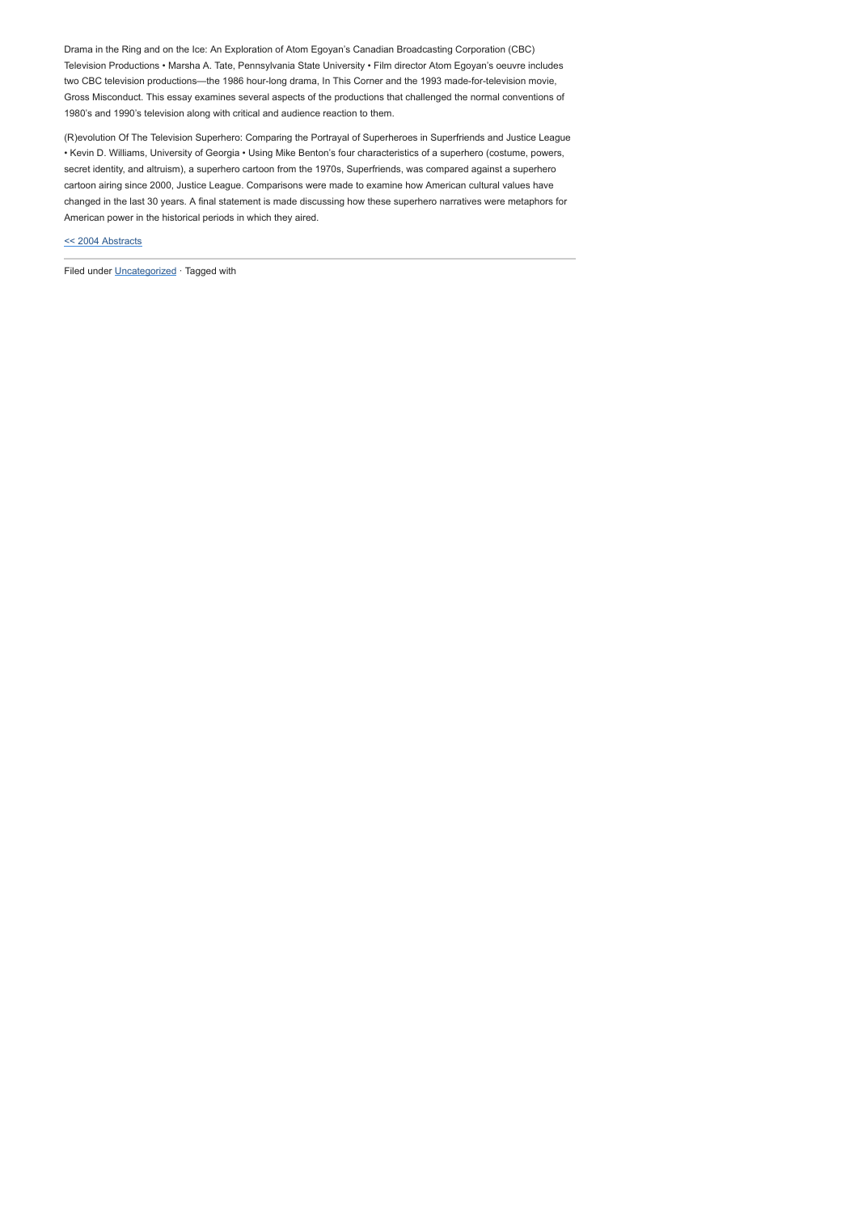Drama in the Ring and on the Ice: An Exploration of Atom Egoyan's Canadian Broadcasting Corporation (CBC) Television Productions • Marsha A. Tate, Pennsylvania State University • Film director Atom Egoyan's oeuvre includes two CBC television productions—the 1986 hour-long drama, In This Corner and the 1993 made-for-television movie, Gross Misconduct. This essay examines several aspects of the productions that challenged the normal conventions of 1980's and 1990's television along with critical and audience reaction to them.

(R)evolution Of The Television Superhero: Comparing the Portrayal of Superheroes in Superfriends and Justice League • Kevin D. Williams, University of Georgia • Using Mike Benton's four characteristics of a superhero (costume, powers, secret identity, and altruism), a superhero cartoon from the 1970s, Superfriends, was compared against a superhero cartoon airing since 2000, Justice League. Comparisons were made to examine how American cultural values have changed in the last 30 years. A final statement is made discussing how these superhero narratives were metaphors for American power in the historical periods in which they aired.

<< 2004 Abstracts

---

Filed under Uncategorized · Tagged with